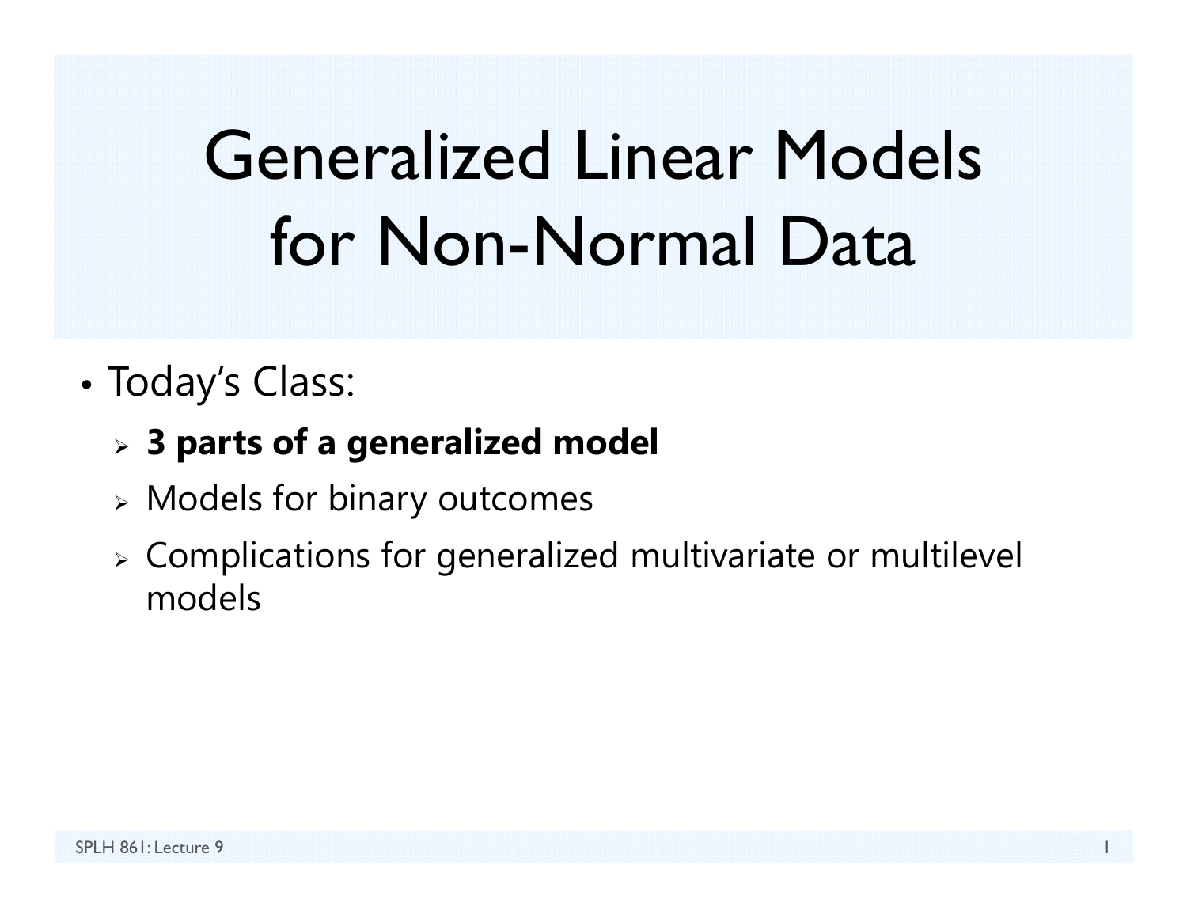# Generalized Linear Models for Non-Normal Data

- Today's Class:
  - **3 parts of a generalized model**
  - Models for binary outcomes
  - Complications for generalized multivariate or multilevel models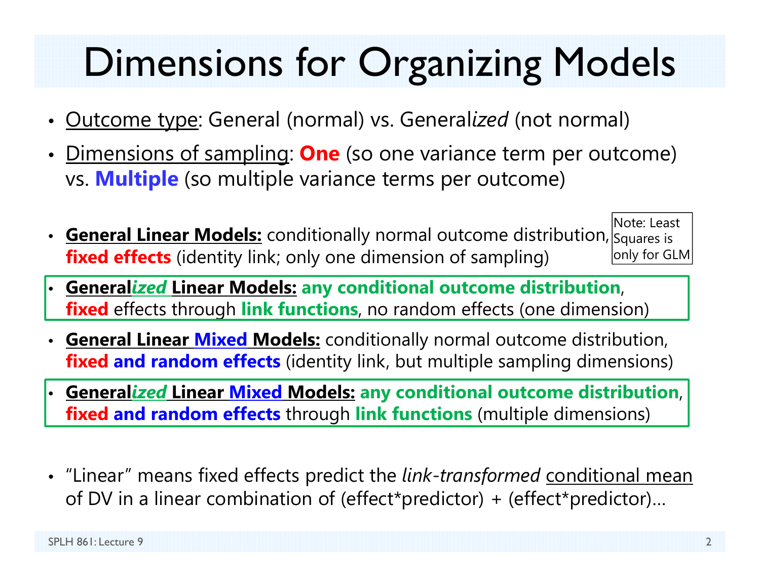# Dimensions for Organizing Models

- Outcome type: General (normal) vs. General*ized* (not normal)
- Dimensions of sampling: **One** (so one variance term per outcome) vs. **Multiple** (so multiple variance terms per outcome)

- **General Linear Models:** conditionally normal outcome distribution, **fixed effects** (identity link; only one dimension of sampling)

Note: Least Squares is only for GLM

- **General*ized* Linear Models:** **any conditional outcome distribution**, **fixed** effects through **link functions**, no random effects (one dimension)
- **General Linear Mixed Models:** conditionally normal outcome distribution, **fixed and random effects** (identity link, but multiple sampling dimensions)
- **General*ized* Linear Mixed Models:** **any conditional outcome distribution**, **fixed and random effects** through **link functions** (multiple dimensions)

- "Linear" means fixed effects predict the *link-transformed* conditional mean of DV in a linear combination of (effect*predictor) + (effect*predictor)…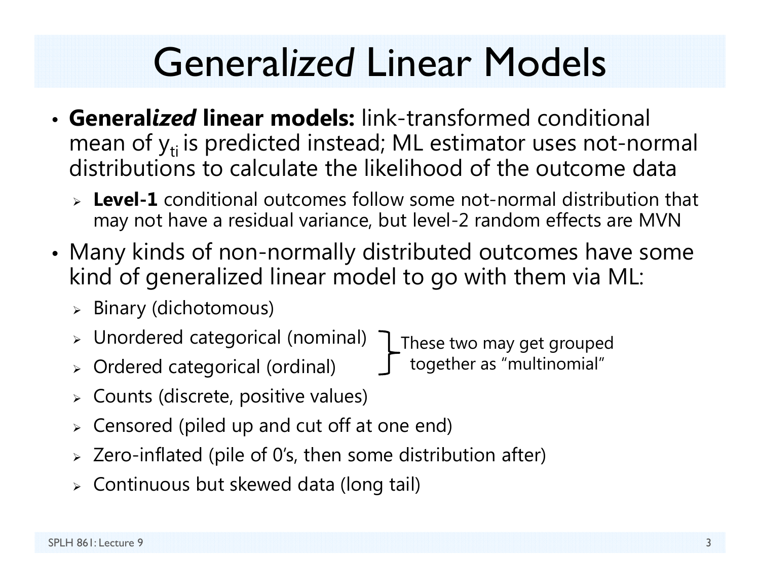# General*ized* Linear Models

- **General*ized* linear models:** link-transformed conditional mean of $y_{ti}$ is predicted instead; ML estimator uses not-normal distributions to calculate the likelihood of the outcome data
  - **Level-1** conditional outcomes follow some not-normal distribution that may not have a residual variance, but level-2 random effects are MVN
- Many kinds of non-normally distributed outcomes have some kind of generalized linear model to go with them via ML:
  - Binary (dichotomous)
  - Unordered categorical (nominal)
  - Ordered categorical (ordinal)
    - (These two may get grouped together as "multinomial")
  - Counts (discrete, positive values)
  - Censored (piled up and cut off at one end)
  - Zero-inflated (pile of 0's, then some distribution after)
  - Continuous but skewed data (long tail)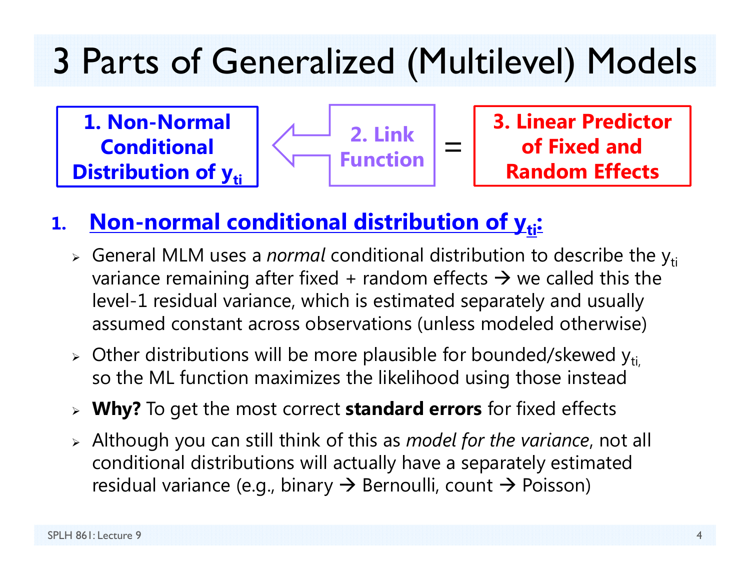# 3 Parts of Generalized (Multilevel) Models

**1. Non-Normal Conditional Distribution of $y_{ti}$** ⇐ **2. Link Function** = **3. Linear Predictor of Fixed and Random Effects**

1. **Non-normal conditional distribution of $y_{ti}$:**
   - General MLM uses a *normal* conditional distribution to describe the $y_{ti}$ variance remaining after fixed + random effects → we called this the level-1 residual variance, which is estimated separately and usually assumed constant across observations (unless modeled otherwise)
   - Other distributions will be more plausible for bounded/skewed $y_{ti}$, so the ML function maximizes the likelihood using those instead
   - **Why?** To get the most correct **standard errors** for fixed effects
   - Although you can still think of this as *model for the variance*, not all conditional distributions will actually have a separately estimated residual variance (e.g., binary → Bernoulli, count → Poisson)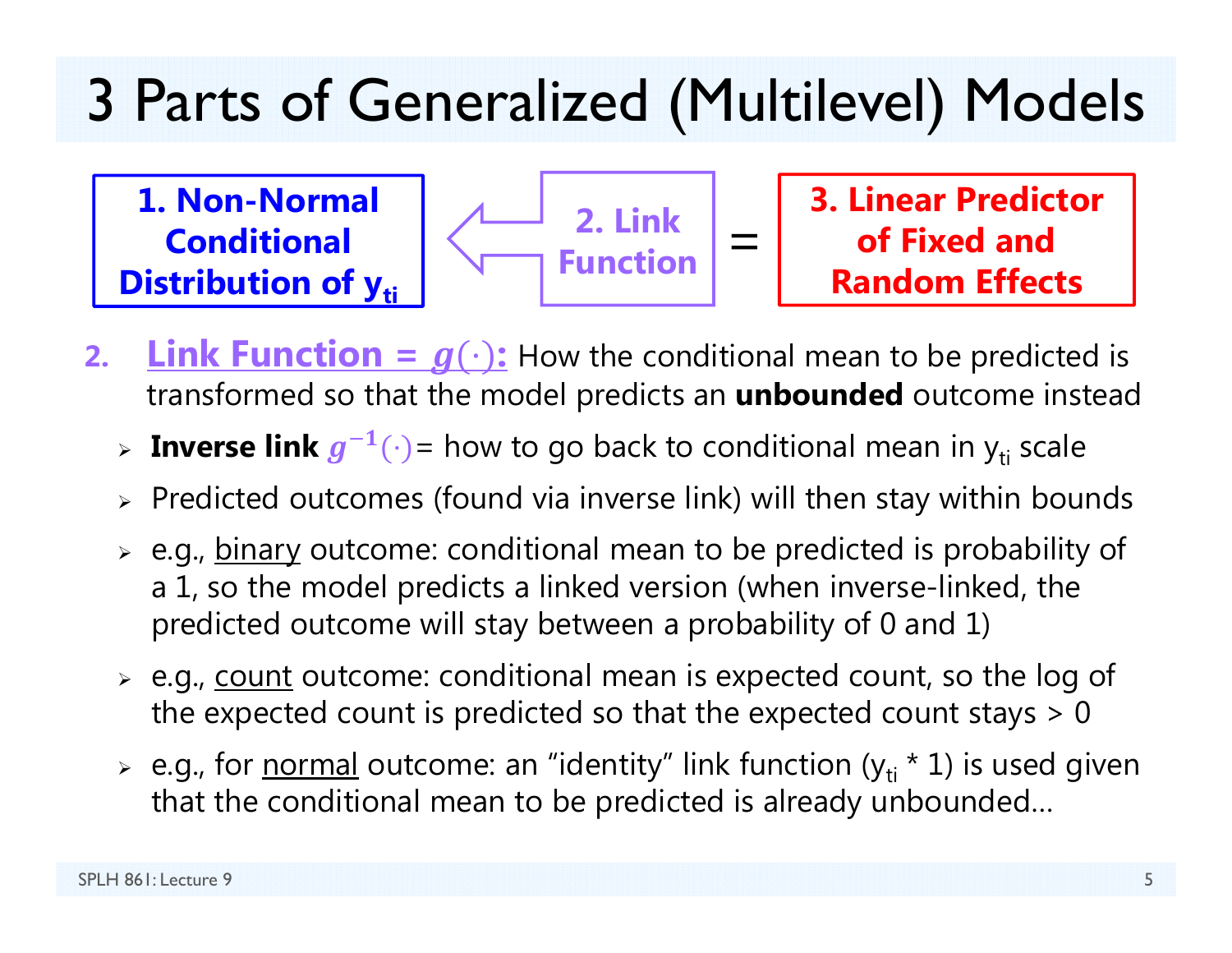# 3 Parts of Generalized (Multilevel) Models

**1. Non-Normal Conditional Distribution of $y_{ti}$** ⇐ **2. Link Function** = **3. Linear Predictor of Fixed and Random Effects**

2. **Link Function = $g(\cdot)$:** How the conditional mean to be predicted is transformed so that the model predicts an **unbounded** outcome instead
   - **Inverse link** $g^{-1}(\cdot)$ = how to go back to conditional mean in $y_{ti}$ scale
   - Predicted outcomes (found via inverse link) will then stay within bounds
   - e.g., binary outcome: conditional mean to be predicted is probability of a 1, so the model predicts a linked version (when inverse-linked, the predicted outcome will stay between a probability of 0 and 1)
   - e.g., count outcome: conditional mean is expected count, so the log of the expected count is predicted so that the expected count stays > 0
   - e.g., for normal outcome: an "identity" link function ($y_{ti}$ * 1) is used given that the conditional mean to be predicted is already unbounded…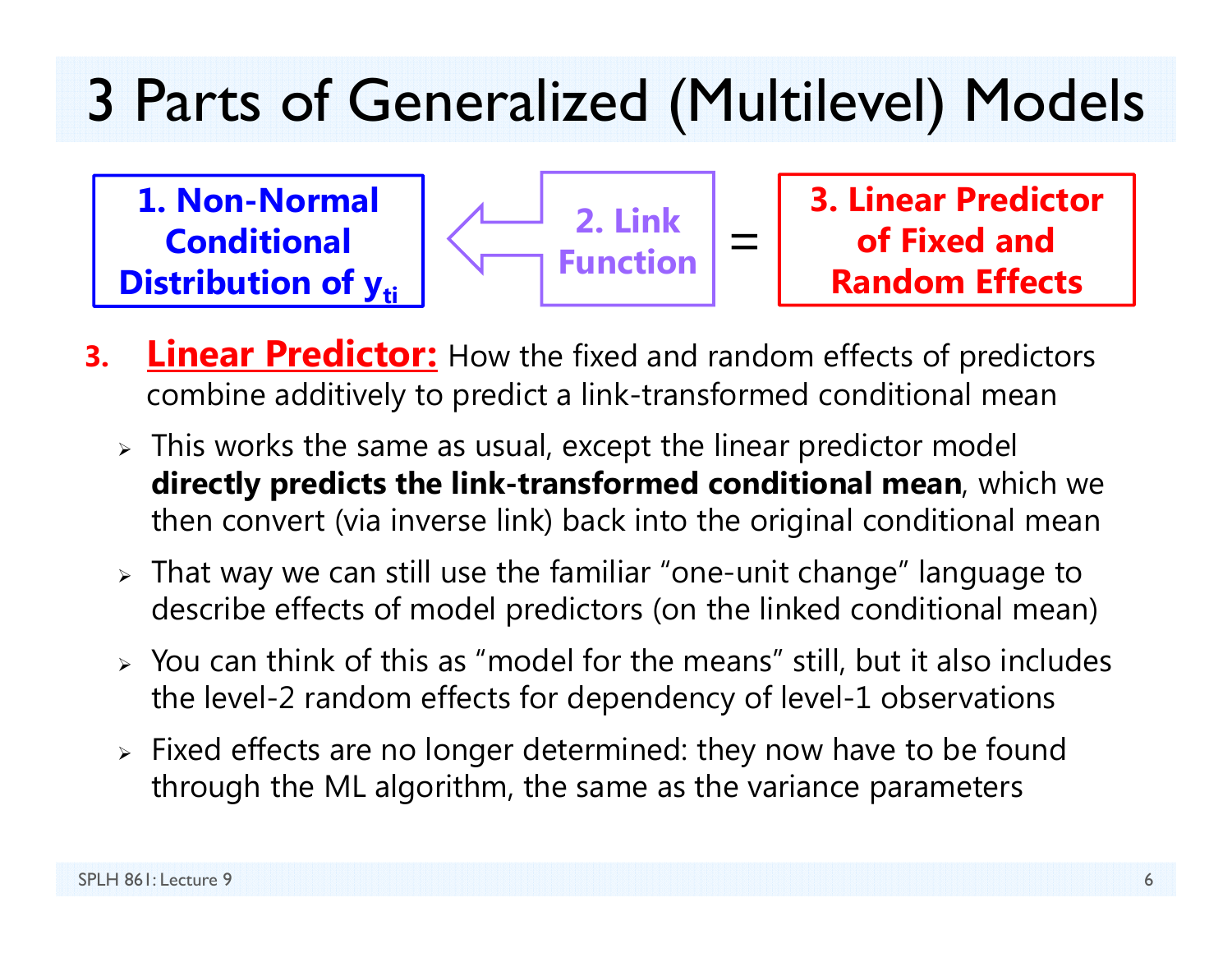# 3 Parts of Generalized (Multilevel) Models

**1. Non-Normal Conditional Distribution of $y_{ti}$** ⇐ **2. Link Function** = **3. Linear Predictor of Fixed and Random Effects**

3. **Linear Predictor:** How the fixed and random effects of predictors combine additively to predict a link-transformed conditional mean
   - This works the same as usual, except the linear predictor model **directly predicts the link-transformed conditional mean**, which we then convert (via inverse link) back into the original conditional mean
   - That way we can still use the familiar "one-unit change" language to describe effects of model predictors (on the linked conditional mean)
   - You can think of this as "model for the means" still, but it also includes the level-2 random effects for dependency of level-1 observations
   - Fixed effects are no longer determined: they now have to be found through the ML algorithm, the same as the variance parameters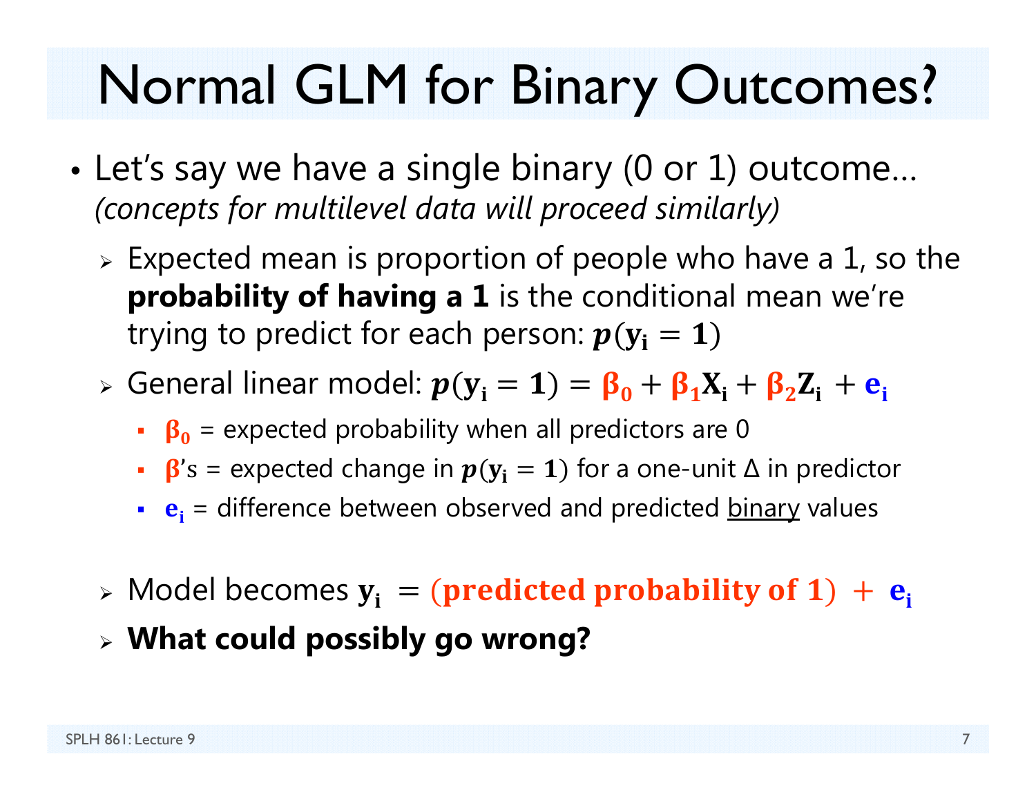# Normal GLM for Binary Outcomes?

- Let's say we have a single binary (0 or 1) outcome…
  *(concepts for multilevel data will proceed similarly)*
  - Expected mean is proportion of people who have a 1, so the **probability of having a 1** is the conditional mean we're trying to predict for each person: $p(\mathbf{y_i} = \mathbf{1})$
  - General linear model: $p(\mathbf{y_i} = \mathbf{1}) = \boldsymbol{\beta_0} + \boldsymbol{\beta_1}\mathbf{X_i} + \boldsymbol{\beta_2}\mathbf{Z_i} + \mathbf{e_i}$
    - $\boldsymbol{\beta_0}$ = expected probability when all predictors are 0
    - $\boldsymbol{\beta}$'s = expected change in $p(\mathbf{y_i} = \mathbf{1})$ for a one-unit $\Delta$ in predictor
    - $\mathbf{e_i}$ = difference between observed and predicted binary values
  - Model becomes $\mathbf{y_i} = (\textbf{predicted probability of 1}) + \mathbf{e_i}$
  - **What could possibly go wrong?**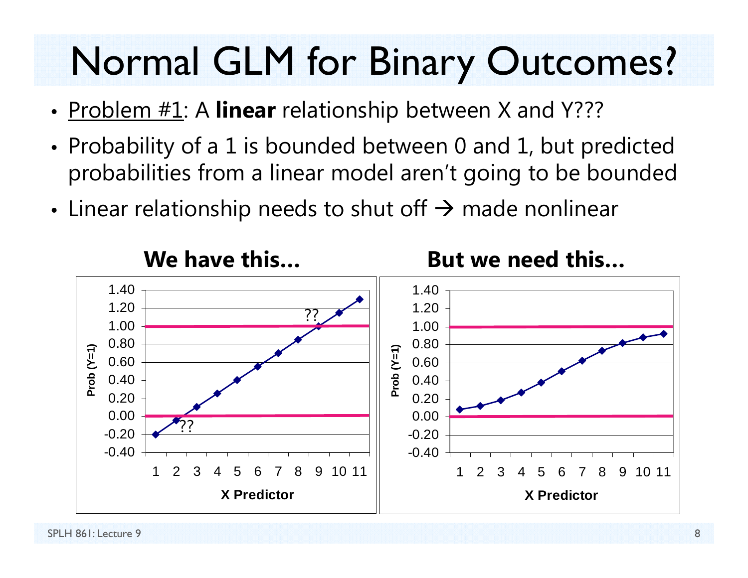# Normal GLM for Binary Outcomes?

- <u>Problem #1</u>: A **linear** relationship between X and Y???
- Probability of a 1 is bounded between 0 and 1, but predicted probabilities from a linear model aren't going to be bounded
- Linear relationship needs to shut off → made nonlinear

**We have this…**

**But we need this…**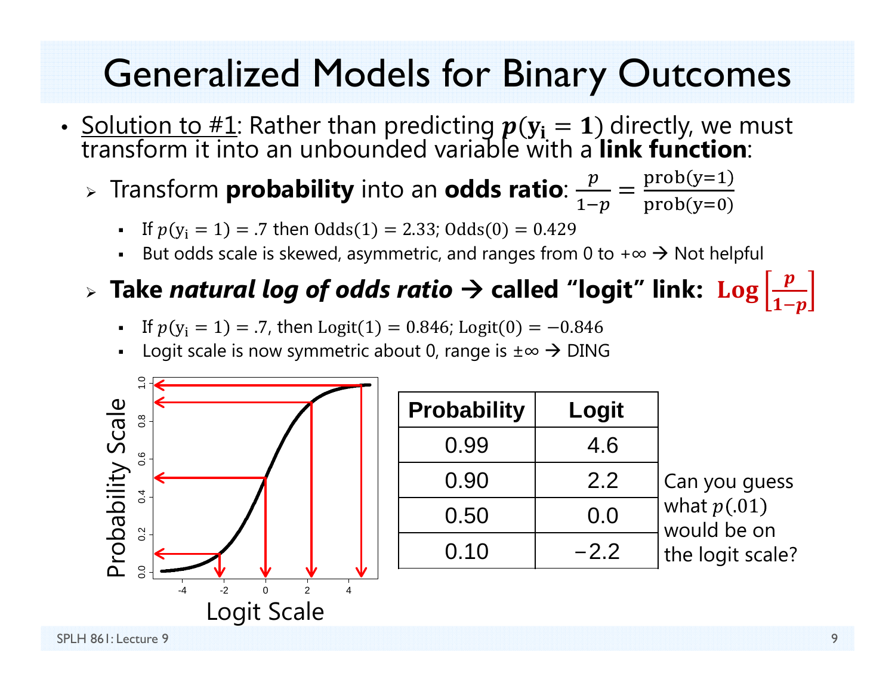# Generalized Models for Binary Outcomes

- Solution to #1: Rather than predicting $p(\mathbf{y_i} = \mathbf{1})$ directly, we must transform it into an unbounded variable with a **link function**:
  - Transform **probability** into an **odds ratio**: $\frac{p}{1-p} = \frac{\text{prob(y=1)}}{\text{prob(y=0)}}$
    - If $p(\mathrm{y_i} = 1) = .7$ then $\mathrm{Odds}(1) = 2.33$; $\mathrm{Odds}(0) = 0.429$
    - But odds scale is skewed, asymmetric, and ranges from 0 to +∞ → Not helpful
  - **Take *natural log of odds ratio* → called "logit" link:** $\mathbf{Log}\left[\frac{p}{1-p}\right]$
    - If $p(\mathrm{y_i} = 1) = .7$, then $\mathrm{Logit}(1) = 0.846$; $\mathrm{Logit}(0) = -0.846$
    - Logit scale is now symmetric about 0, range is ±∞ → DING

| Probability | Logit |
|---|---|
| 0.99 | 4.6 |
| 0.90 | 2.2 |
| 0.50 | 0.0 |
| 0.10 | −2.2 |

Can you guess what $p(.01)$ would be on the logit scale?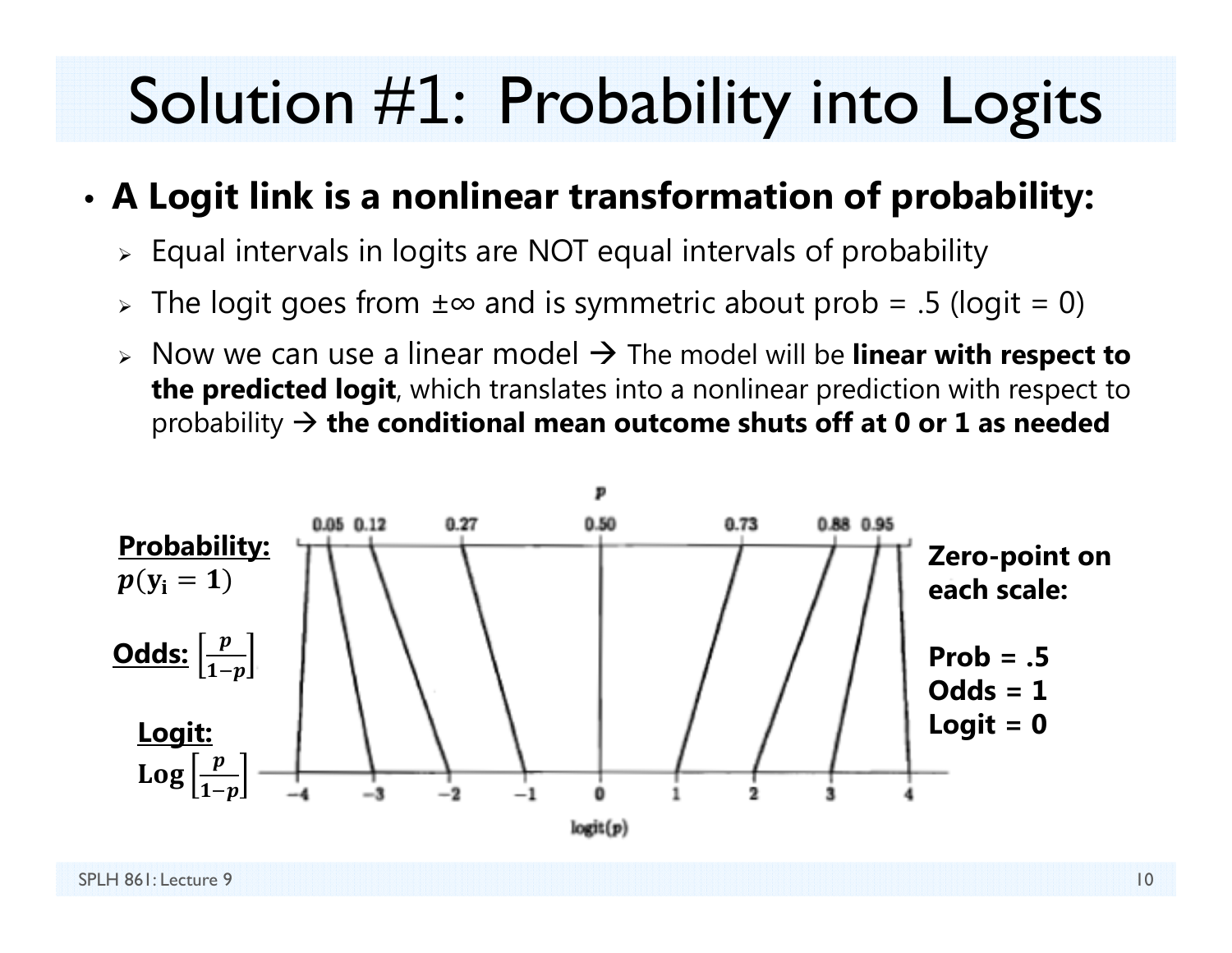# Solution #1: Probability into Logits

- **A Logit link is a nonlinear transformation of probability:**
  - Equal intervals in logits are NOT equal intervals of probability
  - The logit goes from ±∞ and is symmetric about prob = .5 (logit = 0)
  - Now we can use a linear model → The model will be **linear with respect to the predicted logit**, which translates into a nonlinear prediction with respect to probability → **the conditional mean outcome shuts off at 0 or 1 as needed**

**Probability:** $p(\mathbf{y_i} = \mathbf{1})$

**Odds:** $\left[\frac{p}{1-p}\right]$

**Logit:** $\text{Log}\left[\frac{p}{1-p}\right]$

p: 0.05, 0.12, 0.27, 0.50, 0.73, 0.88, 0.95

logit(p): −4, −3, −2, −1, 0, 1, 2, 3, 4

**Zero-point on each scale:**

**Prob = .5**
**Odds = 1**
**Logit = 0**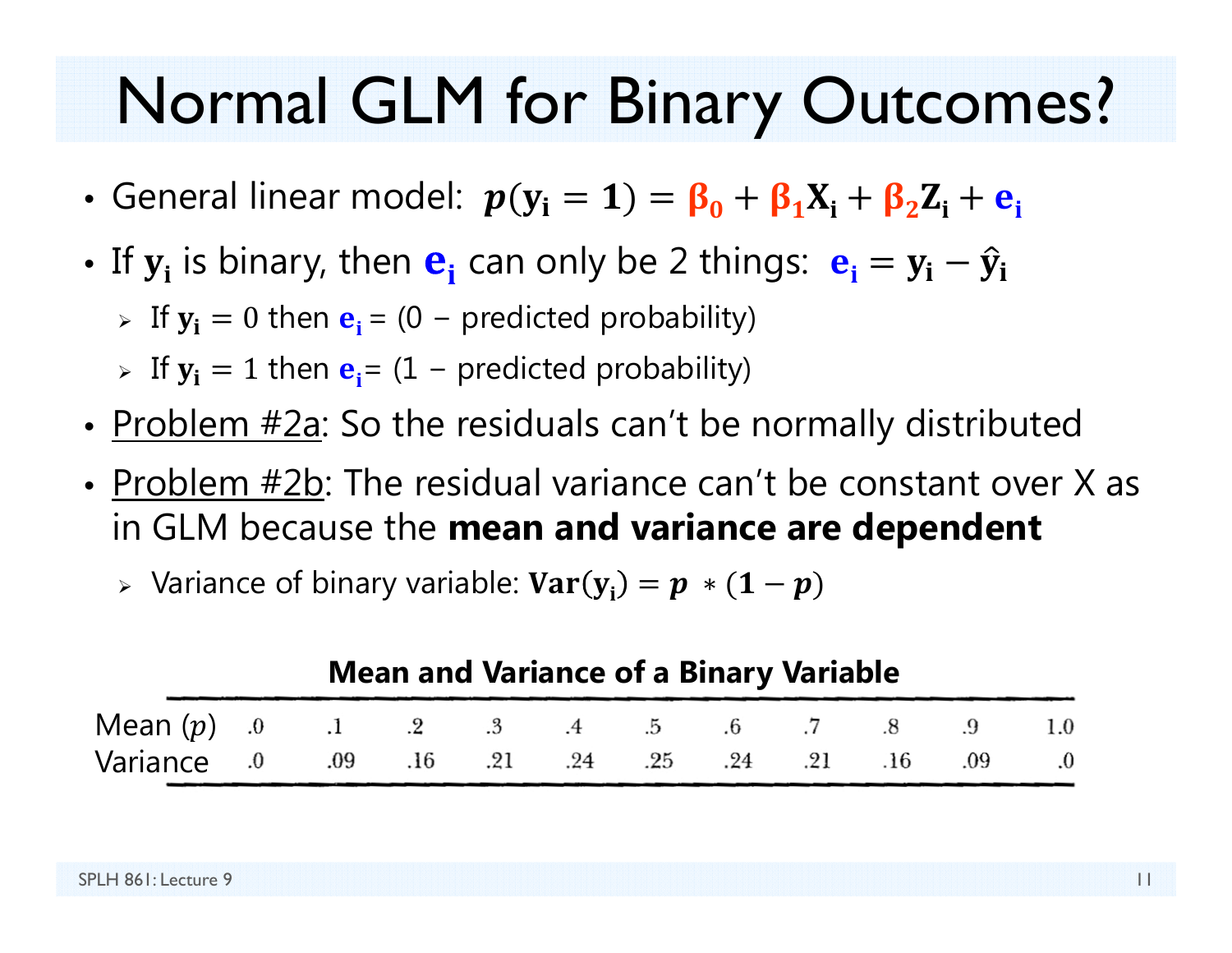# Normal GLM for Binary Outcomes?

- General linear model: $p(\mathbf{y_i} = \mathbf{1}) = \beta_0 + \beta_1 \mathbf{X_i} + \beta_2 \mathbf{Z_i} + \mathbf{e_i}$
- If $\mathbf{y_i}$ is binary, then $\mathbf{e_i}$ can only be 2 things: $\mathbf{e_i} = \mathbf{y_i} - \hat{\mathbf{y}}_\mathbf{i}$
  - If $\mathbf{y_i} = 0$ then $\mathbf{e_i}$ = (0 − predicted probability)
  - If $\mathbf{y_i} = 1$ then $\mathbf{e_i}$ = (1 − predicted probability)
- <u>Problem #2a</u>: So the residuals can't be normally distributed
- <u>Problem #2b</u>: The residual variance can't be constant over X as in GLM because the **mean and variance are dependent**
  - Variance of binary variable: $\mathbf{Var}(\mathbf{y_i}) = \boldsymbol{p} * (\mathbf{1} - \boldsymbol{p})$

**Mean and Variance of a Binary Variable**

| Mean ($p$) | .0 | .1 | .2 | .3 | .4 | .5 | .6 | .7 | .8 | .9 | 1.0 |
|---|---|---|---|---|---|---|---|---|---|---|---|
| Variance | .0 | .09 | .16 | .21 | .24 | .25 | .24 | .21 | .16 | .09 | .0 |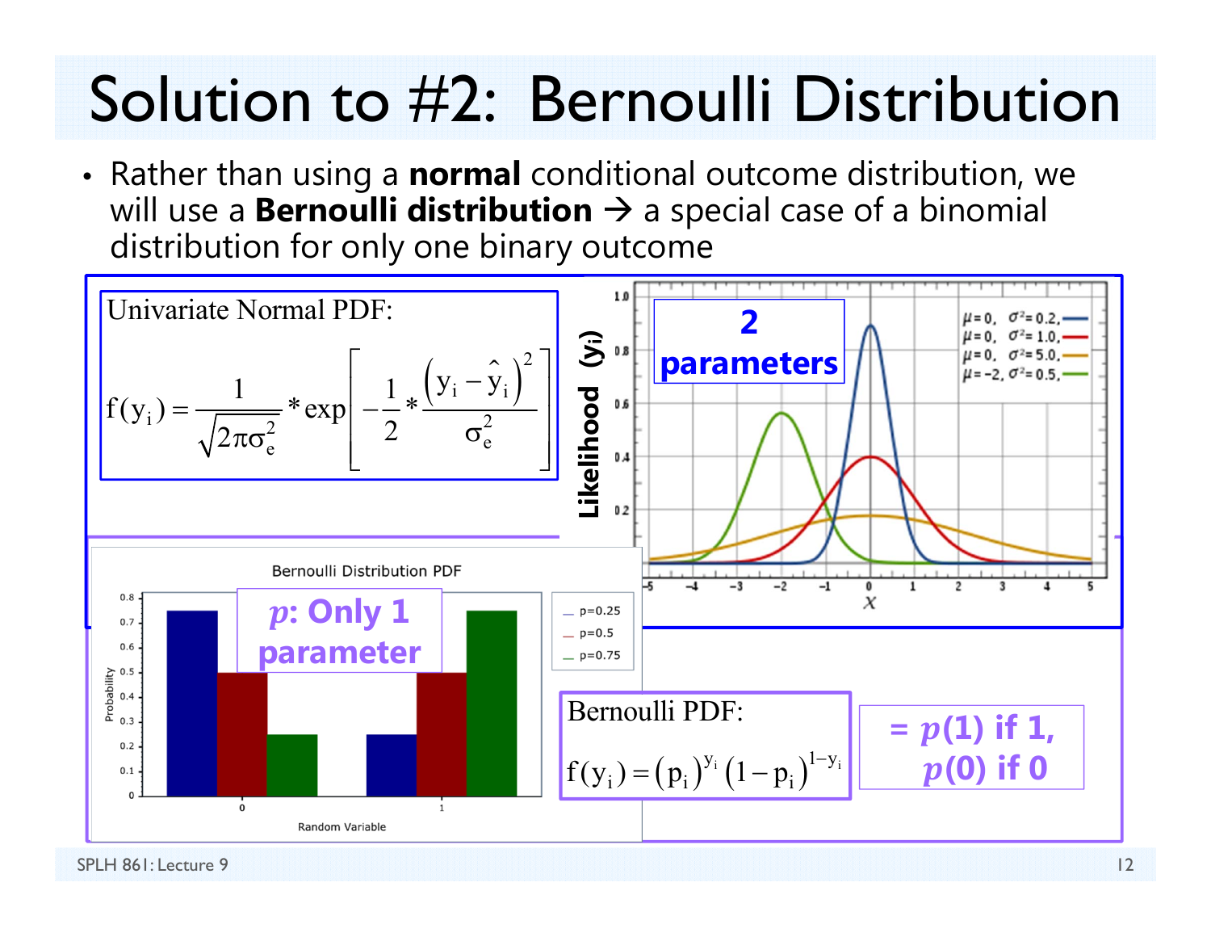# Solution to #2: Bernoulli Distribution

- Rather than using a **normal** conditional outcome distribution, we will use a **Bernoulli distribution** → a special case of a binomial distribution for only one binary outcome

Univariate Normal PDF:

$$f(y_i) = \frac{1}{\sqrt{2\pi\sigma_e^2}} * \exp\left[-\frac{1}{2} * \frac{\left(y_i - \hat{y}_i\right)^2}{\sigma_e^2}\right]$$

**2 parameters**

Bernoulli PDF:

$$f(y_i) = \left(p_i\right)^{y_i}\left(1 - p_i\right)^{1-y_i}$$

$= p(1)$ if 1, $p(0)$ if 0

***p*: Only 1 parameter**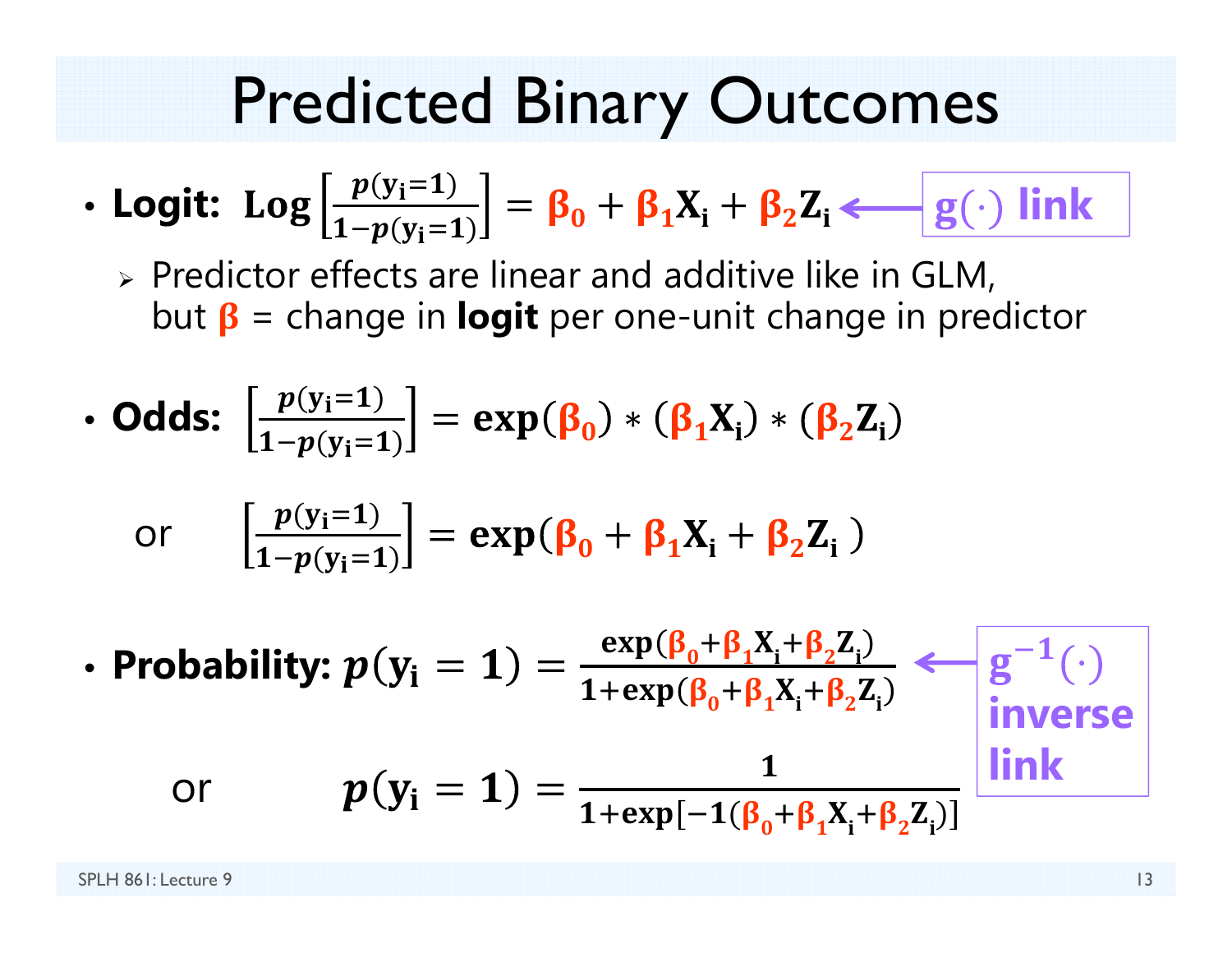# Predicted Binary Outcomes

- **Logit:** $\text{Log}\left[\frac{p(\mathbf{y_i}=1)}{1-p(\mathbf{y_i}=1)}\right] = \beta_0 + \beta_1 \mathbf{X_i} + \beta_2 \mathbf{Z_i}$ ⟵ **g(·) link**
  - Predictor effects are linear and additive like in GLM, but $\beta$ = change in **logit** per one-unit change in predictor

- **Odds:** $\left[\frac{p(\mathbf{y_i}=1)}{1-p(\mathbf{y_i}=1)}\right] = \exp(\beta_0) * (\beta_1 \mathbf{X_i}) * (\beta_2 \mathbf{Z_i})$

  or $\left[\frac{p(\mathbf{y_i}=1)}{1-p(\mathbf{y_i}=1)}\right] = \exp(\beta_0 + \beta_1 \mathbf{X_i} + \beta_2 \mathbf{Z_i})$

- **Probability:** $p(\mathbf{y_i} = 1) = \frac{\exp(\beta_0 + \beta_1 \mathbf{X_i} + \beta_2 \mathbf{Z_i})}{1+\exp(\beta_0 + \beta_1 \mathbf{X_i} + \beta_2 \mathbf{Z_i})}$ ⟵ **$g^{-1}(\cdot)$ inverse link**

  or $p(\mathbf{y_i} = 1) = \frac{1}{1+\exp[-1(\beta_0 + \beta_1 \mathbf{X_i} + \beta_2 \mathbf{Z_i})]}$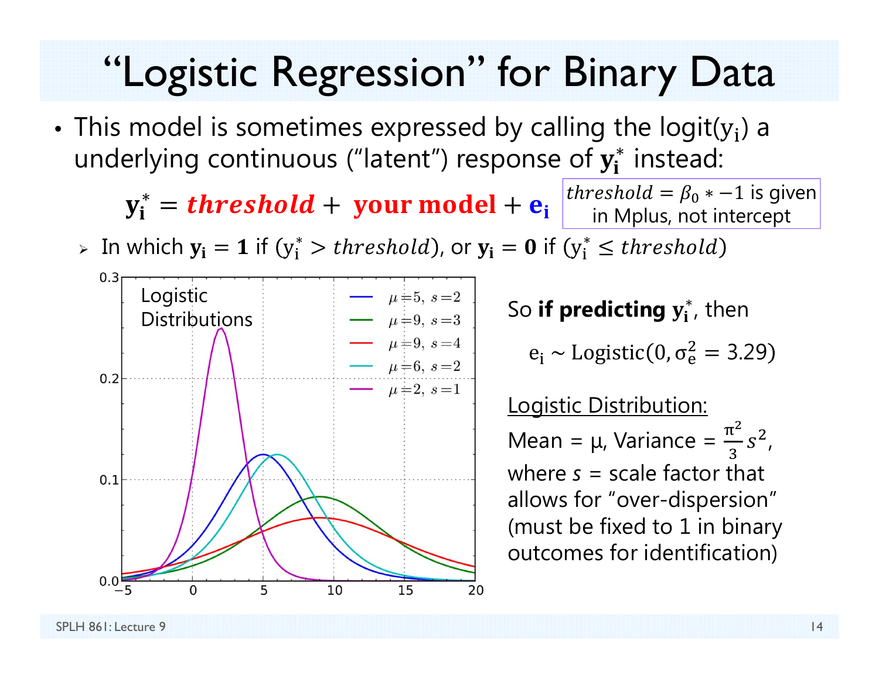# "Logistic Regression" for Binary Data

- This model is sometimes expressed by calling the logit($y_i$) a underlying continuous ("latent") response of $\mathbf{y_i^*}$ instead:

$$\mathbf{y_i^*} = \textit{threshold} + \textbf{your model} + \mathbf{e_i}$$

*threshold* $= \beta_0 * -1$ is given in Mplus, not intercept

  - In which $\mathbf{y_i} = \mathbf{1}$ if ($y_i^* > \textit{threshold}$), or $\mathbf{y_i} = \mathbf{0}$ if ($y_i^* \leq \textit{threshold}$)

Logistic Distributions

$\mu=5,\ s=2$ ; $\mu=9,\ s=3$ ; $\mu=9,\ s=4$ ; $\mu=6,\ s=2$ ; $\mu=2,\ s=1$

So **if predicting** $\mathbf{y_i^*}$, then

$$e_i \sim \text{Logistic}(0, \sigma_e^2 = 3.29)$$

Logistic Distribution:

Mean = μ, Variance = $\frac{\pi^2}{3}s^2$, where $s$ = scale factor that allows for "over-dispersion" (must be fixed to 1 in binary outcomes for identification)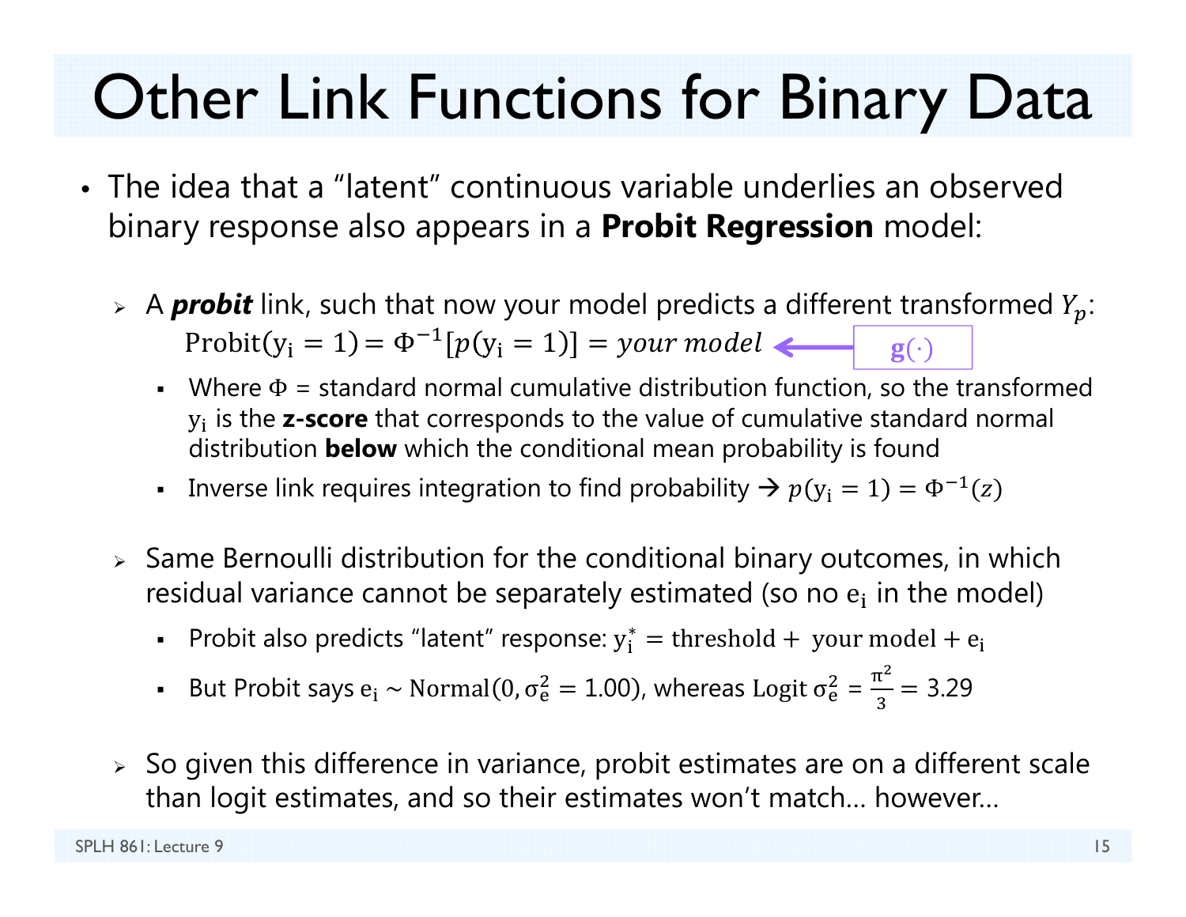# Other Link Functions for Binary Data

- The idea that a "latent" continuous variable underlies an observed binary response also appears in a **Probit Regression** model:
  - A ***probit*** link, such that now your model predicts a different transformed $Y_p$: $\text{Probit}(\text{y}_\text{i} = 1) = \Phi^{-1}[p(\text{y}_\text{i} = 1)] = \textit{your model}$ ← $\mathbf{g(\cdot)}$
    - Where $\Phi$ = standard normal cumulative distribution function, so the transformed $\text{y}_\text{i}$ is the **z-score** that corresponds to the value of cumulative standard normal distribution **below** which the conditional mean probability is found
    - Inverse link requires integration to find probability → $p(\text{y}_\text{i} = 1) = \Phi^{-1}(z)$
  - Same Bernoulli distribution for the conditional binary outcomes, in which residual variance cannot be separately estimated (so no $\text{e}_\text{i}$ in the model)
    - Probit also predicts "latent" response: $\text{y}_\text{i}^* = \text{threshold} + \text{ your model} + \text{e}_\text{i}$
    - But Probit says $\text{e}_\text{i} \sim \text{Normal}(0, \sigma_\text{e}^2 = 1.00)$, whereas Logit $\sigma_\text{e}^2 = \frac{\pi^2}{3} = 3.29$
  - So given this difference in variance, probit estimates are on a different scale than logit estimates, and so their estimates won't match… however…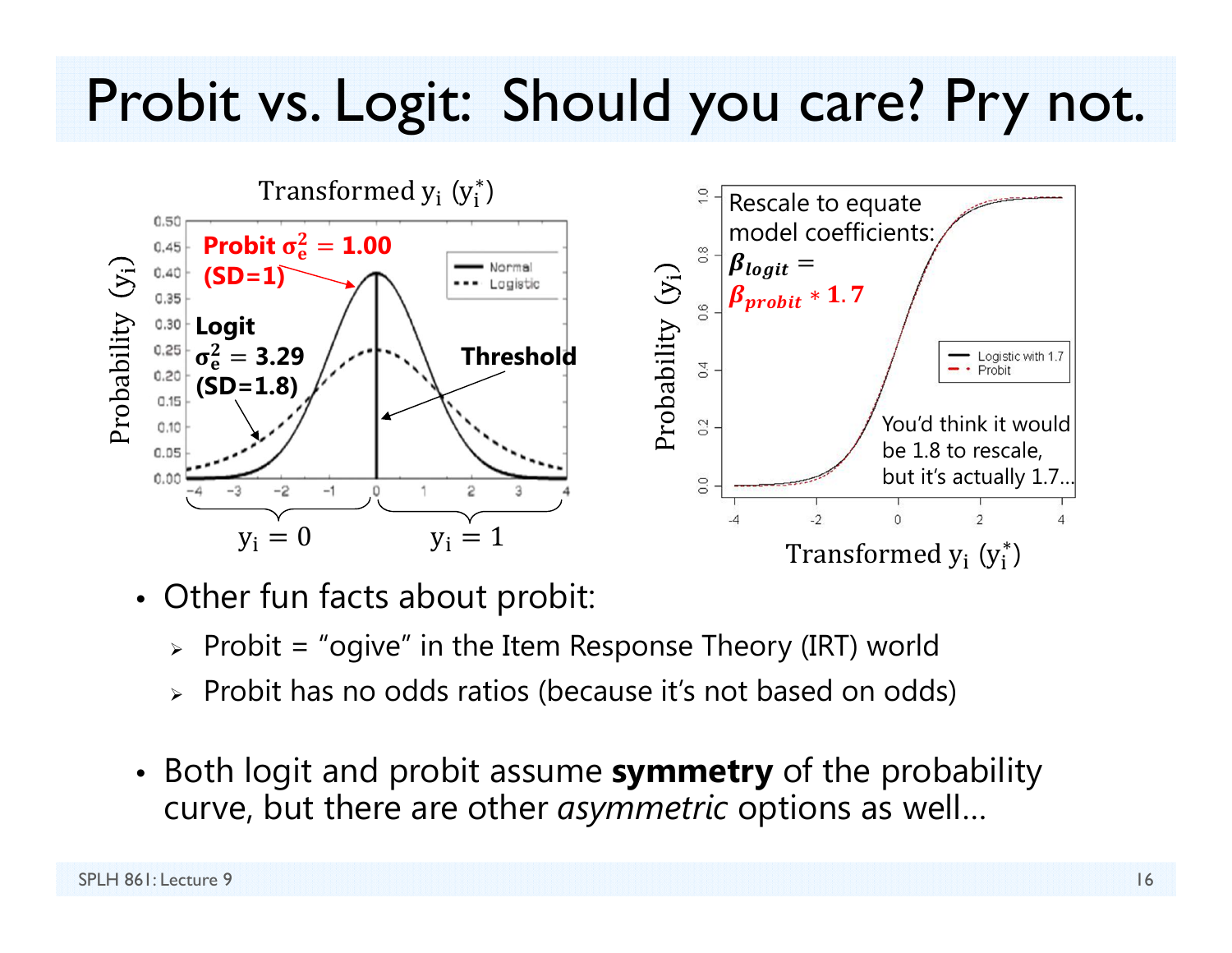# Probit vs. Logit: Should you care? Pry not.

Transformed $y_i$ ($y_i^*$)

**Probit $\sigma_e^2 = 1.00$ (SD=1)**

**Logit $\sigma_e^2 = 3.29$ (SD=1.8)**

**Threshold**

$y_i = 0$ | $y_i = 1$

Rescale to equate model coefficients: $\boldsymbol{\beta_{logit}} = \boldsymbol{\beta_{probit} * 1.7}$

You'd think it would be 1.8 to rescale, but it's actually 1.7…

- Other fun facts about probit:
  - Probit = "ogive" in the Item Response Theory (IRT) world
  - Probit has no odds ratios (because it's not based on odds)

- Both logit and probit assume **symmetry** of the probability curve, but there are other *asymmetric* options as well…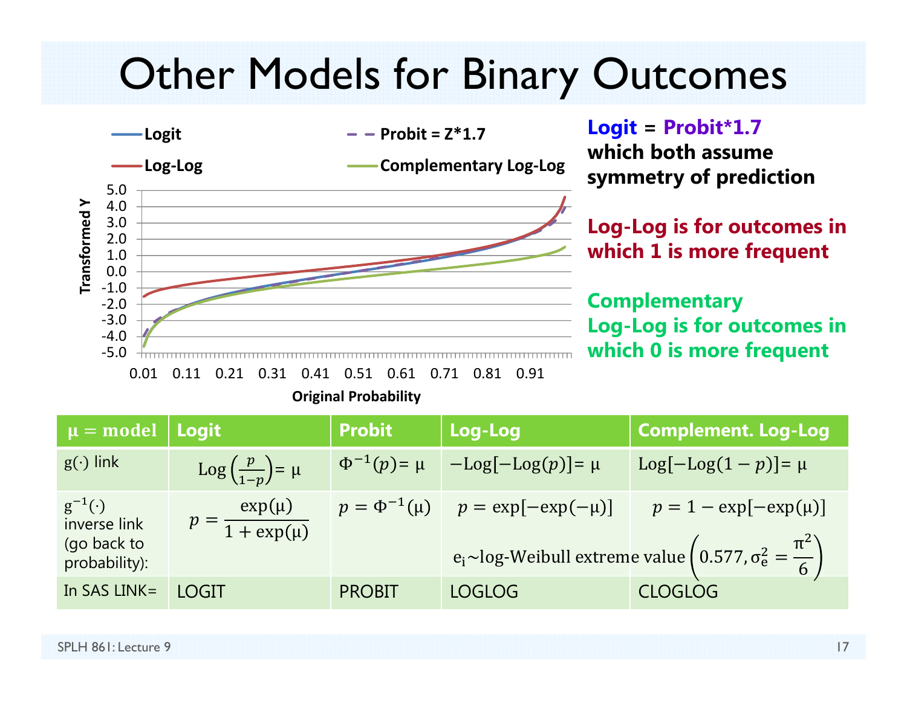# Other Models for Binary Outcomes

**Logit = Probit*1.7 which both assume symmetry of prediction**

**Log-Log is for outcomes in which 1 is more frequent**

**Complementary Log-Log is for outcomes in which 0 is more frequent**

| $\mu$ = model | Logit | Probit | Log-Log | Complement. Log-Log |
|---|---|---|---|---|
| $g(\cdot)$ link | $\text{Log}\left(\frac{p}{1-p}\right) = \mu$ | $\Phi^{-1}(p) = \mu$ | $-\text{Log}[-\text{Log}(p)] = \mu$ | $\text{Log}[-\text{Log}(1-p)] = \mu$ |
| $g^{-1}(\cdot)$ inverse link (go back to probability): | $p = \frac{\exp(\mu)}{1+\exp(\mu)}$ | $p = \Phi^{-1}(\mu)$ | $p = \exp[-\exp(-\mu)]$ | $p = 1 - \exp[-\exp(\mu)]$ |
| | | | $e_i \sim$ log-Weibull extreme value $\left(0.577, \sigma_e^2 = \frac{\pi^2}{6}\right)$ | |
| In SAS LINK= | LOGIT | PROBIT | LOGLOG | CLOGLOG |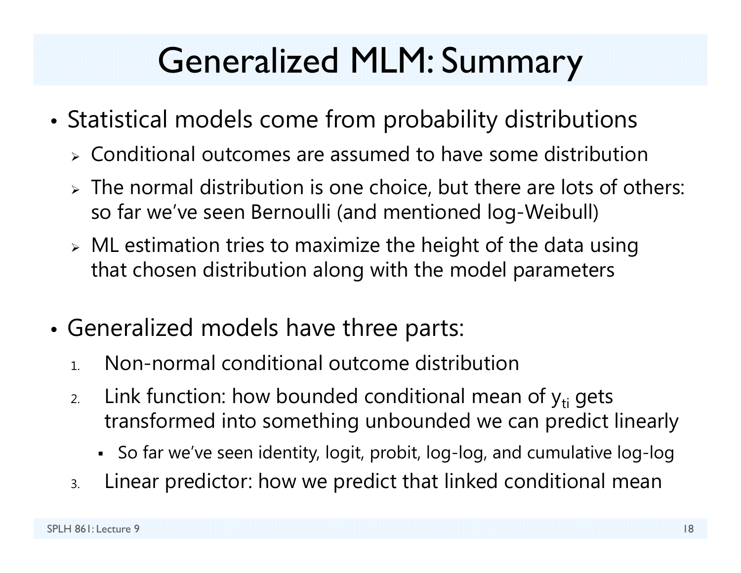# Generalized MLM: Summary

- Statistical models come from probability distributions
  - Conditional outcomes are assumed to have some distribution
  - The normal distribution is one choice, but there are lots of others: so far we've seen Bernoulli (and mentioned log-Weibull)
  - ML estimation tries to maximize the height of the data using that chosen distribution along with the model parameters

- Generalized models have three parts:
  1. Non-normal conditional outcome distribution
  2. Link function: how bounded conditional mean of $y_{ti}$ gets transformed into something unbounded we can predict linearly
     - So far we've seen identity, logit, probit, log-log, and cumulative log-log
  3. Linear predictor: how we predict that linked conditional mean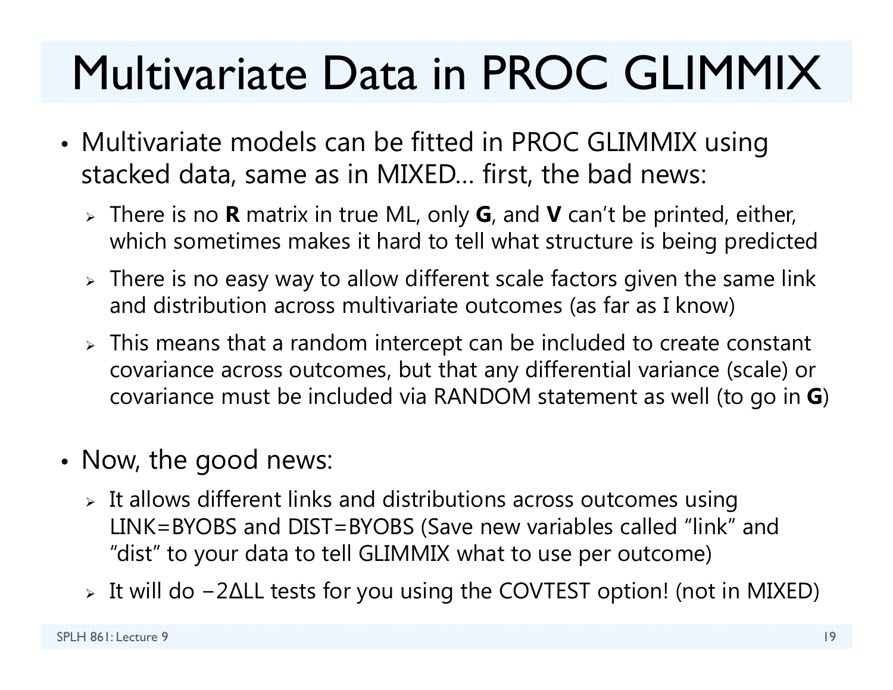# Multivariate Data in PROC GLIMMIX

- Multivariate models can be fitted in PROC GLIMMIX using stacked data, same as in MIXED… first, the bad news:
  - There is no **R** matrix in true ML, only **G**, and **V** can't be printed, either, which sometimes makes it hard to tell what structure is being predicted
  - There is no easy way to allow different scale factors given the same link and distribution across multivariate outcomes (as far as I know)
  - This means that a random intercept can be included to create constant covariance across outcomes, but that any differential variance (scale) or covariance must be included via RANDOM statement as well (to go in **G**)

- Now, the good news:
  - It allows different links and distributions across outcomes using LINK=BYOBS and DIST=BYOBS (Save new variables called "link" and "dist" to your data to tell GLIMMIX what to use per outcome)
  - It will do $-2\Delta$LL tests for you using the COVTEST option! (not in MIXED)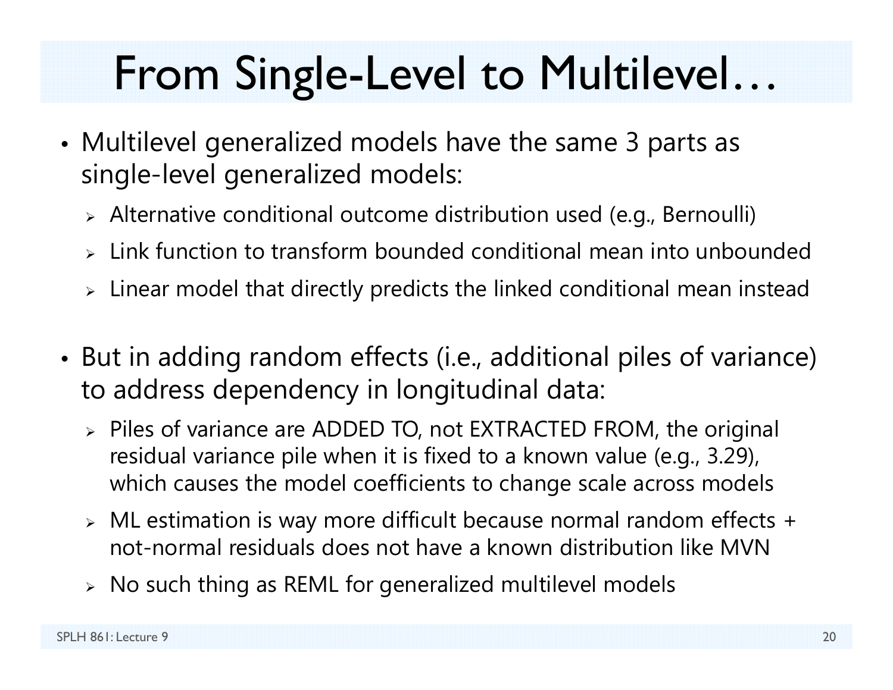# From Single-Level to Multilevel…

- Multilevel generalized models have the same 3 parts as single-level generalized models:
  - Alternative conditional outcome distribution used (e.g., Bernoulli)
  - Link function to transform bounded conditional mean into unbounded
  - Linear model that directly predicts the linked conditional mean instead

- But in adding random effects (i.e., additional piles of variance) to address dependency in longitudinal data:
  - Piles of variance are ADDED TO, not EXTRACTED FROM, the original residual variance pile when it is fixed to a known value (e.g., 3.29), which causes the model coefficients to change scale across models
  - ML estimation is way more difficult because normal random effects + not-normal residuals does not have a known distribution like MVN
  - No such thing as REML for generalized multilevel models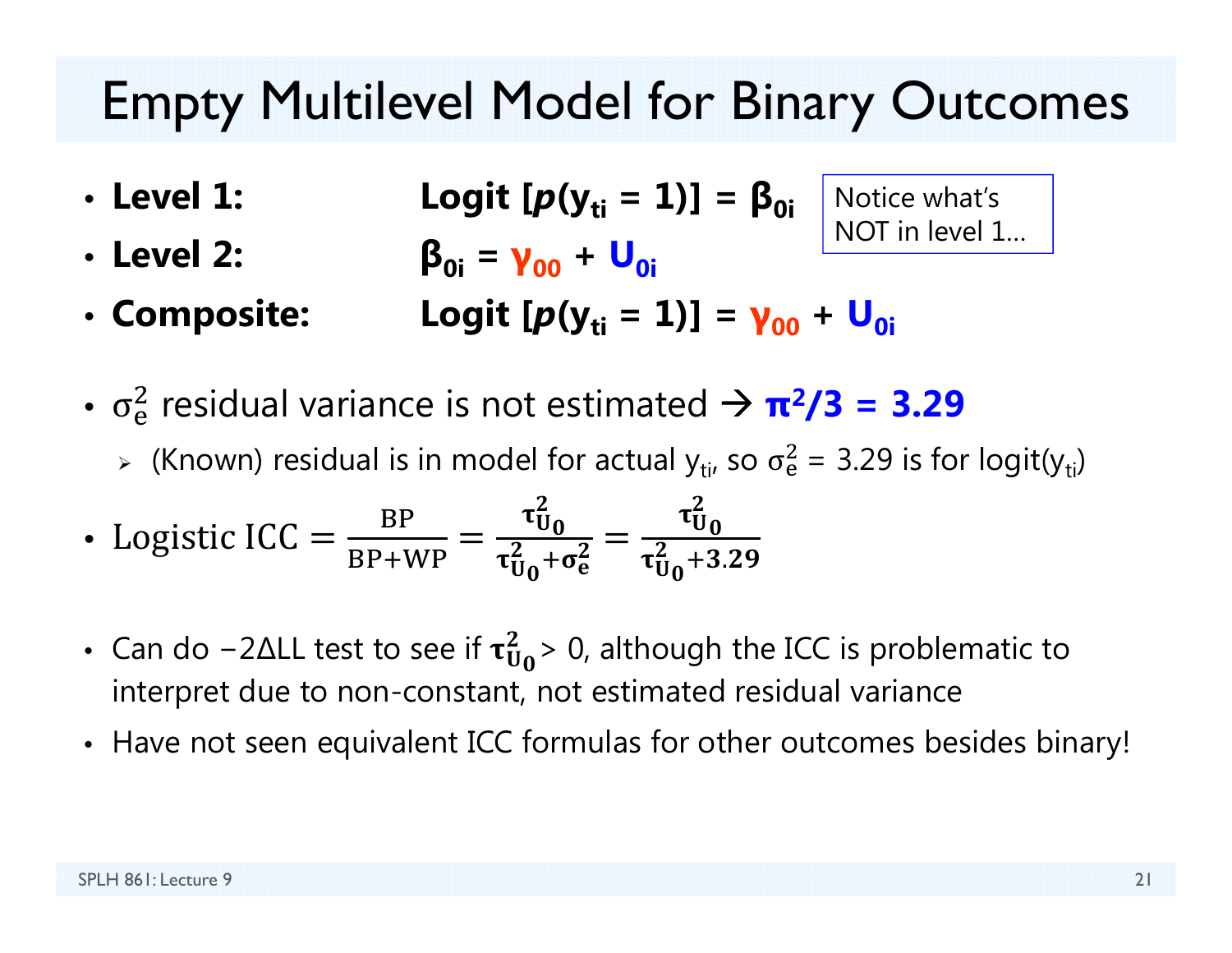# Empty Multilevel Model for Binary Outcomes

- **Level 1:** $\textbf{Logit}\,[p(\mathbf{y}_{ti} = 1)] = \boldsymbol{\beta}_{0i}$
- **Level 2:** $\boldsymbol{\beta}_{0i} = \boldsymbol{\gamma}_{00} + \mathbf{U}_{0i}$
- **Composite:** $\textbf{Logit}\,[p(\mathbf{y}_{ti} = 1)] = \boldsymbol{\gamma}_{00} + \mathbf{U}_{0i}$

Notice what's NOT in level 1…

- $\sigma_e^2$ residual variance is not estimated → $\boldsymbol{\pi^2/3 = 3.29}$
  - (Known) residual is in model for actual $y_{ti}$, so $\sigma_e^2$ = 3.29 is for logit($y_{ti}$)
- $\text{Logistic ICC} = \frac{\text{BP}}{\text{BP+WP}} = \frac{\boldsymbol{\tau^2_{U_0}}}{\boldsymbol{\tau^2_{U_0}} + \boldsymbol{\sigma^2_e}} = \frac{\boldsymbol{\tau^2_{U_0}}}{\boldsymbol{\tau^2_{U_0}} + \mathbf{3.29}}$
- Can do −2ΔLL test to see if $\boldsymbol{\tau^2_{U_0}} > 0$, although the ICC is problematic to interpret due to non-constant, not estimated residual variance
- Have not seen equivalent ICC formulas for other outcomes besides binary!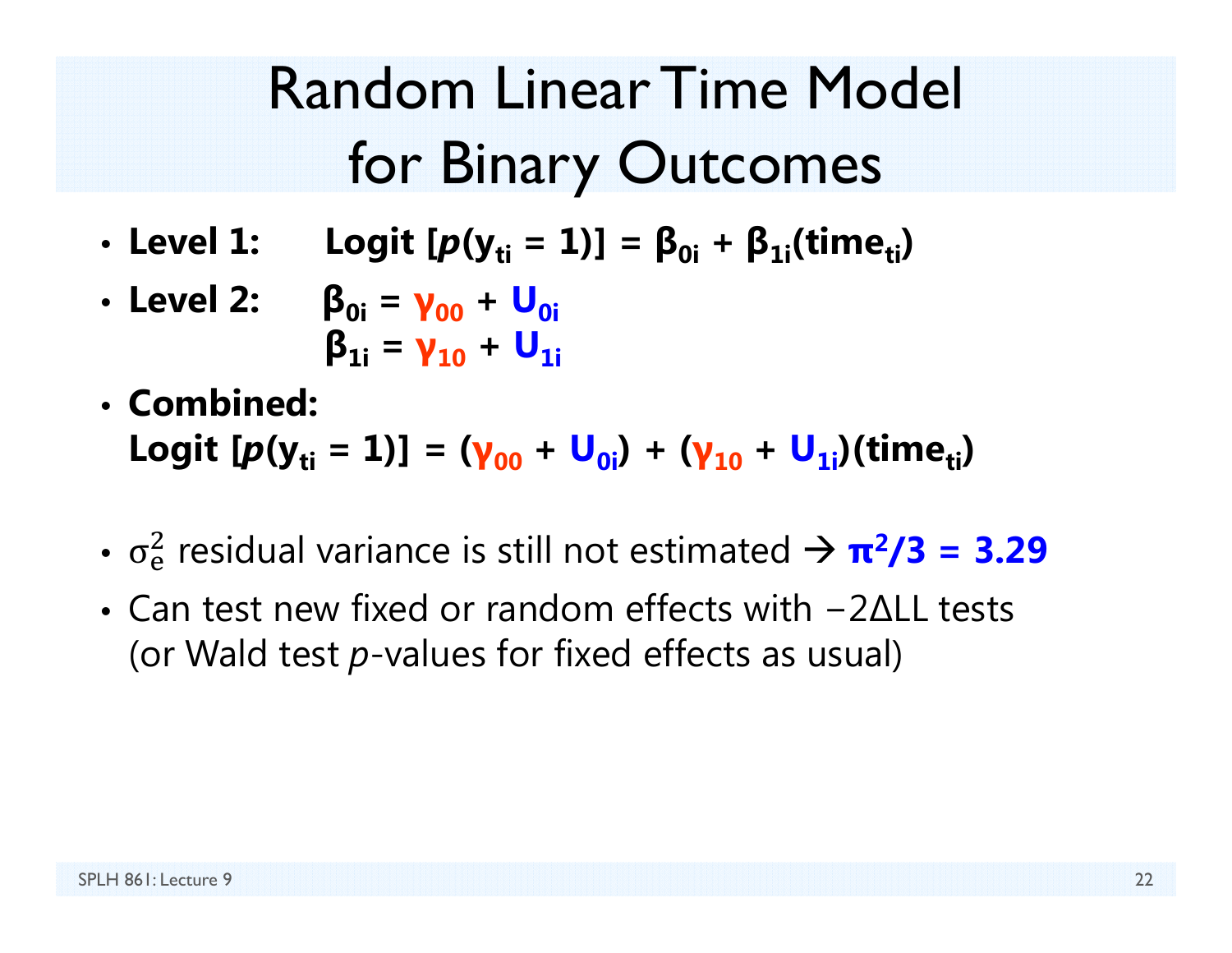# Random Linear Time Model for Binary Outcomes

- **Level 1:** $\text{Logit}\,[p(y_{ti} = 1)] = \beta_{0i} + \beta_{1i}(\text{time}_{ti})$
- **Level 2:** $\beta_{0i} = \gamma_{00} + U_{0i}$
  $\beta_{1i} = \gamma_{10} + U_{1i}$
- **Combined:**
  $\text{Logit}\,[p(y_{ti} = 1)] = (\gamma_{00} + U_{0i}) + (\gamma_{10} + U_{1i})(\text{time}_{ti})$

- $\sigma_e^2$ residual variance is still not estimated → $\pi^2/3 = 3.29$
- Can test new fixed or random effects with $-2\Delta LL$ tests (or Wald test *p*-values for fixed effects as usual)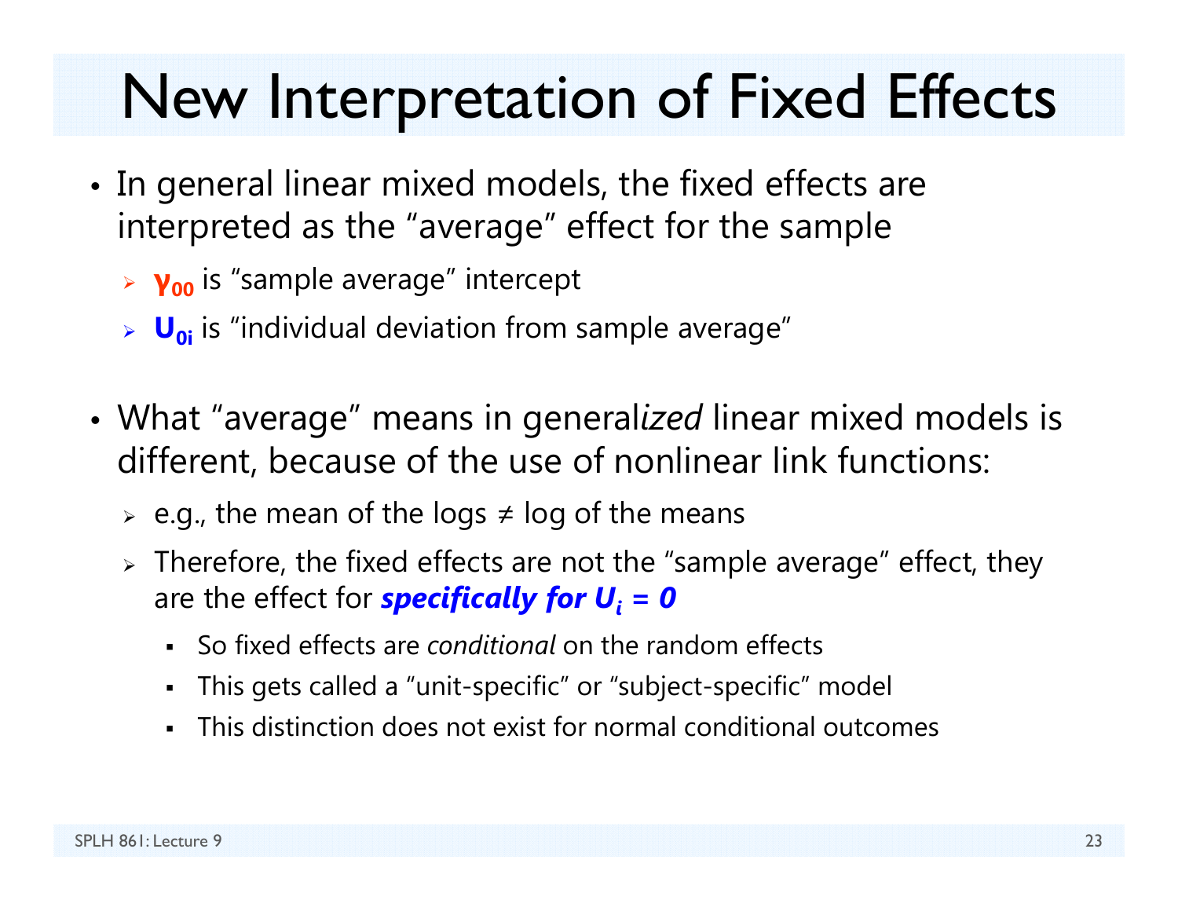# New Interpretation of Fixed Effects

- In general linear mixed models, the fixed effects are interpreted as the "average" effect for the sample
  - $\gamma_{00}$ is "sample average" intercept
  - $U_{0i}$ is "individual deviation from sample average"

- What "average" means in general*ized* linear mixed models is different, because of the use of nonlinear link functions:
  - e.g., the mean of the logs ≠ log of the means
  - Therefore, the fixed effects are not the "sample average" effect, they are the effect for ***specifically for $U_i = 0$***
    - So fixed effects are *conditional* on the random effects
    - This gets called a "unit-specific" or "subject-specific" model
    - This distinction does not exist for normal conditional outcomes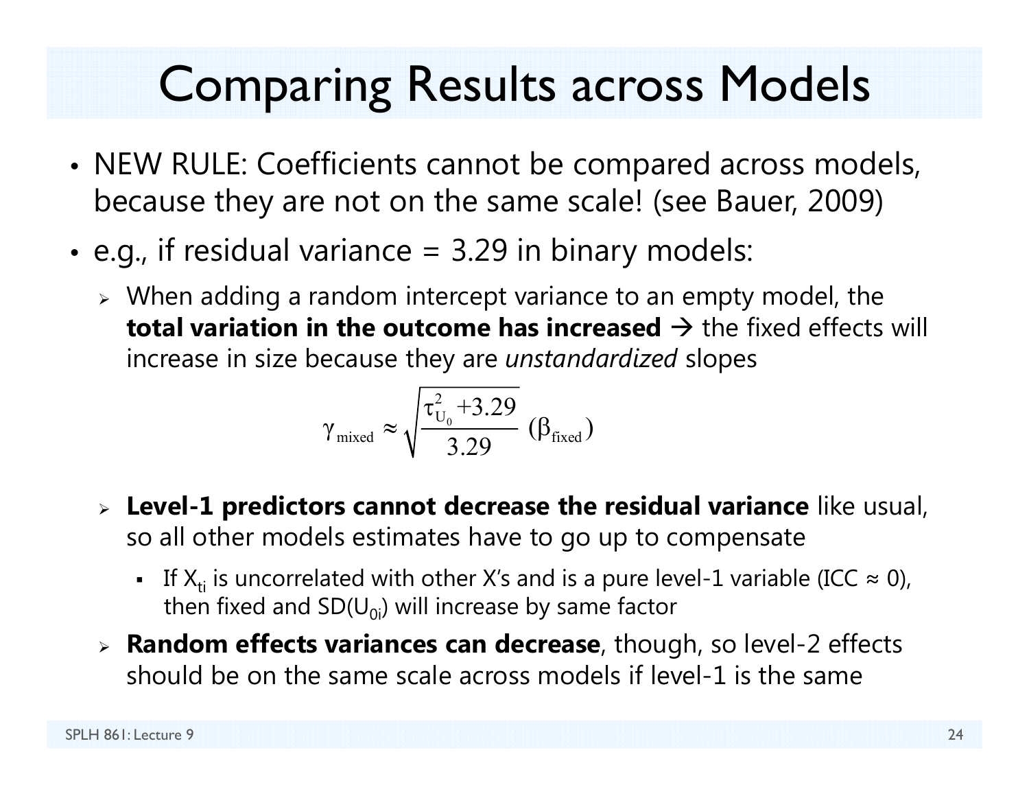# Comparing Results across Models

- NEW RULE: Coefficients cannot be compared across models, because they are not on the same scale! (see Bauer, 2009)
- e.g., if residual variance = 3.29 in binary models:
  - When adding a random intercept variance to an empty model, the **total variation in the outcome has increased** → the fixed effects will increase in size because they are *unstandardized* slopes

$$\gamma_{\text{mixed}} \approx \sqrt{\frac{\tau^2_{U_0} + 3.29}{3.29}} \, (\beta_{\text{fixed}})$$

  - **Level-1 predictors cannot decrease the residual variance** like usual, so all other models estimates have to go up to compensate
    - If $X_{ti}$ is uncorrelated with other X's and is a pure level-1 variable (ICC ≈ 0), then fixed and SD($U_{0i}$) will increase by same factor
  - **Random effects variances can decrease**, though, so level-2 effects should be on the same scale across models if level-1 is the same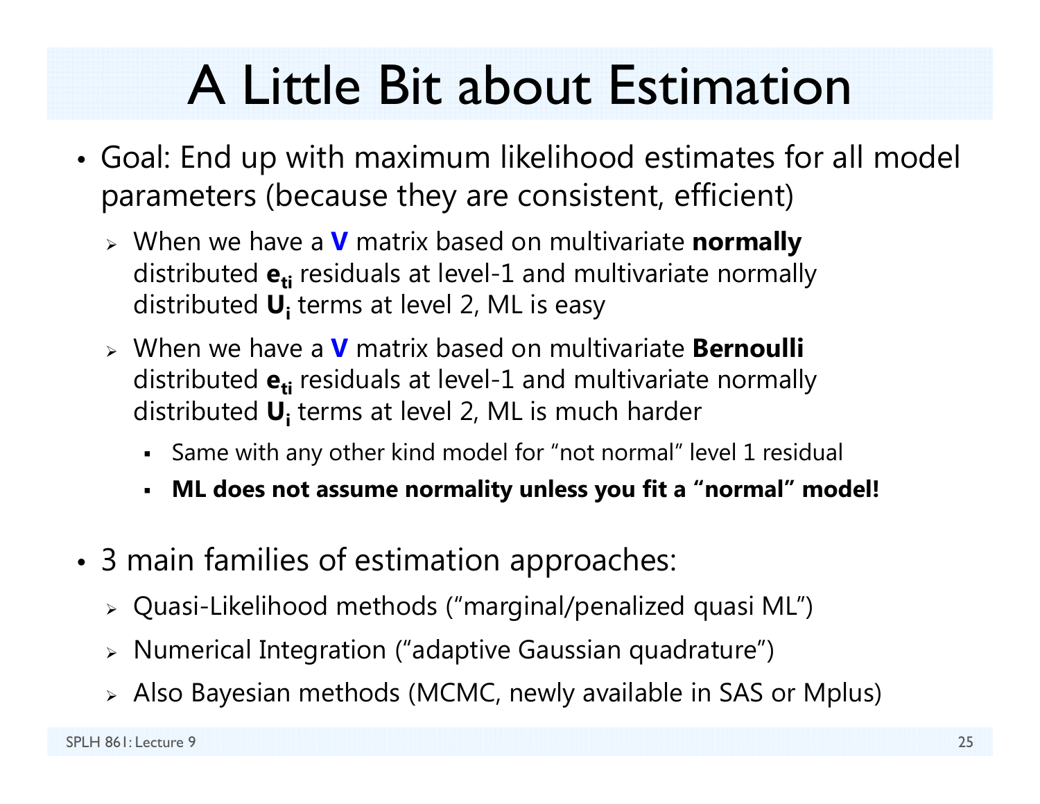# A Little Bit about Estimation

- Goal: End up with maximum likelihood estimates for all model parameters (because they are consistent, efficient)
  - When we have a **V** matrix based on multivariate **normally** distributed $\mathbf{e}_{ti}$ residuals at level-1 and multivariate normally distributed $\mathbf{U}_i$ terms at level 2, ML is easy
  - When we have a **V** matrix based on multivariate **Bernoulli** distributed $\mathbf{e}_{ti}$ residuals at level-1 and multivariate normally distributed $\mathbf{U}_i$ terms at level 2, ML is much harder
    - Same with any other kind model for "not normal" level 1 residual
    - **ML does not assume normality unless you fit a "normal" model!**

- 3 main families of estimation approaches:
  - Quasi-Likelihood methods ("marginal/penalized quasi ML")
  - Numerical Integration ("adaptive Gaussian quadrature")
  - Also Bayesian methods (MCMC, newly available in SAS or Mplus)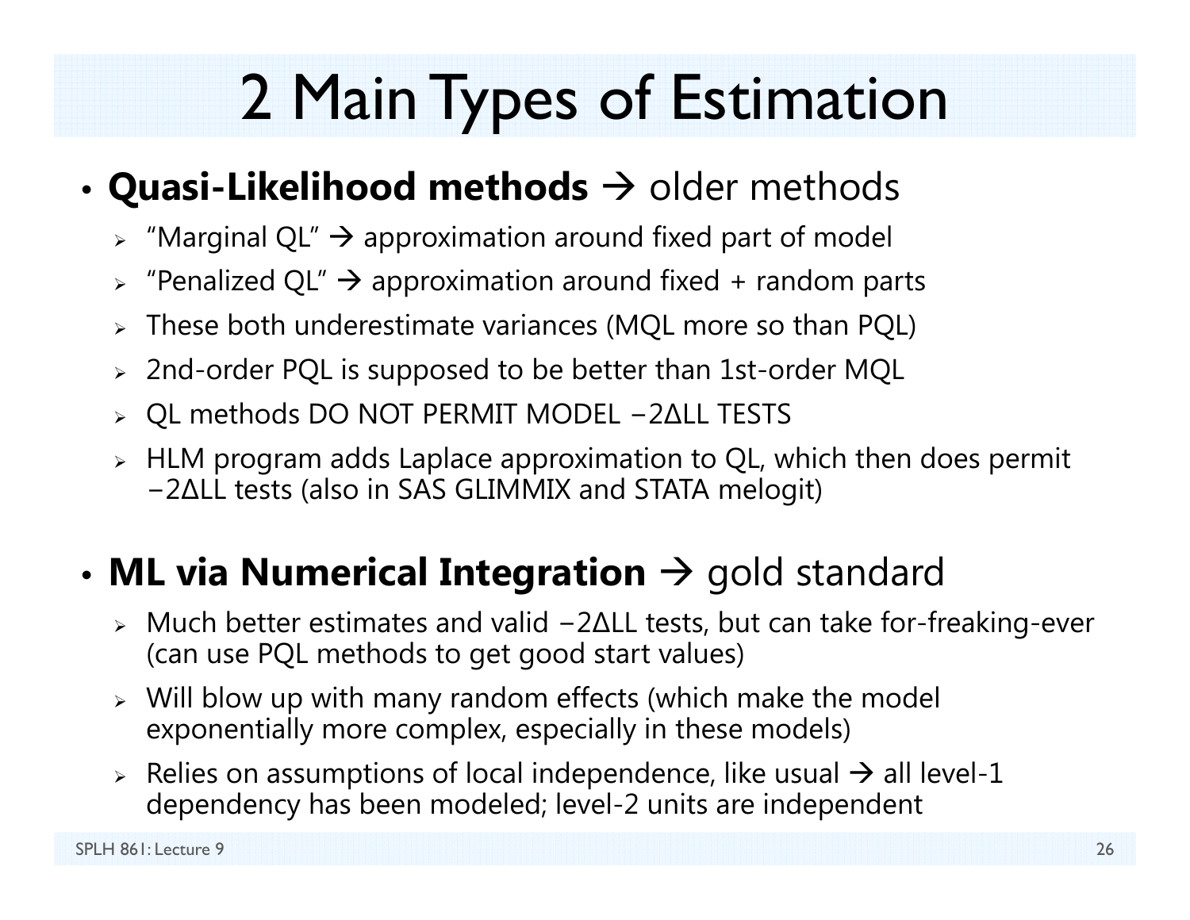# 2 Main Types of Estimation

- **Quasi-Likelihood methods** → older methods
  - "Marginal QL" → approximation around fixed part of model
  - "Penalized QL" → approximation around fixed + random parts
  - These both underestimate variances (MQL more so than PQL)
  - 2nd-order PQL is supposed to be better than 1st-order MQL
  - QL methods DO NOT PERMIT MODEL $-2\Delta LL$ TESTS
  - HLM program adds Laplace approximation to QL, which then does permit $-2\Delta LL$ tests (also in SAS GLIMMIX and STATA melogit)

- **ML via Numerical Integration** → gold standard
  - Much better estimates and valid $-2\Delta LL$ tests, but can take for-freaking-ever (can use PQL methods to get good start values)
  - Will blow up with many random effects (which make the model exponentially more complex, especially in these models)
  - Relies on assumptions of local independence, like usual → all level-1 dependency has been modeled; level-2 units are independent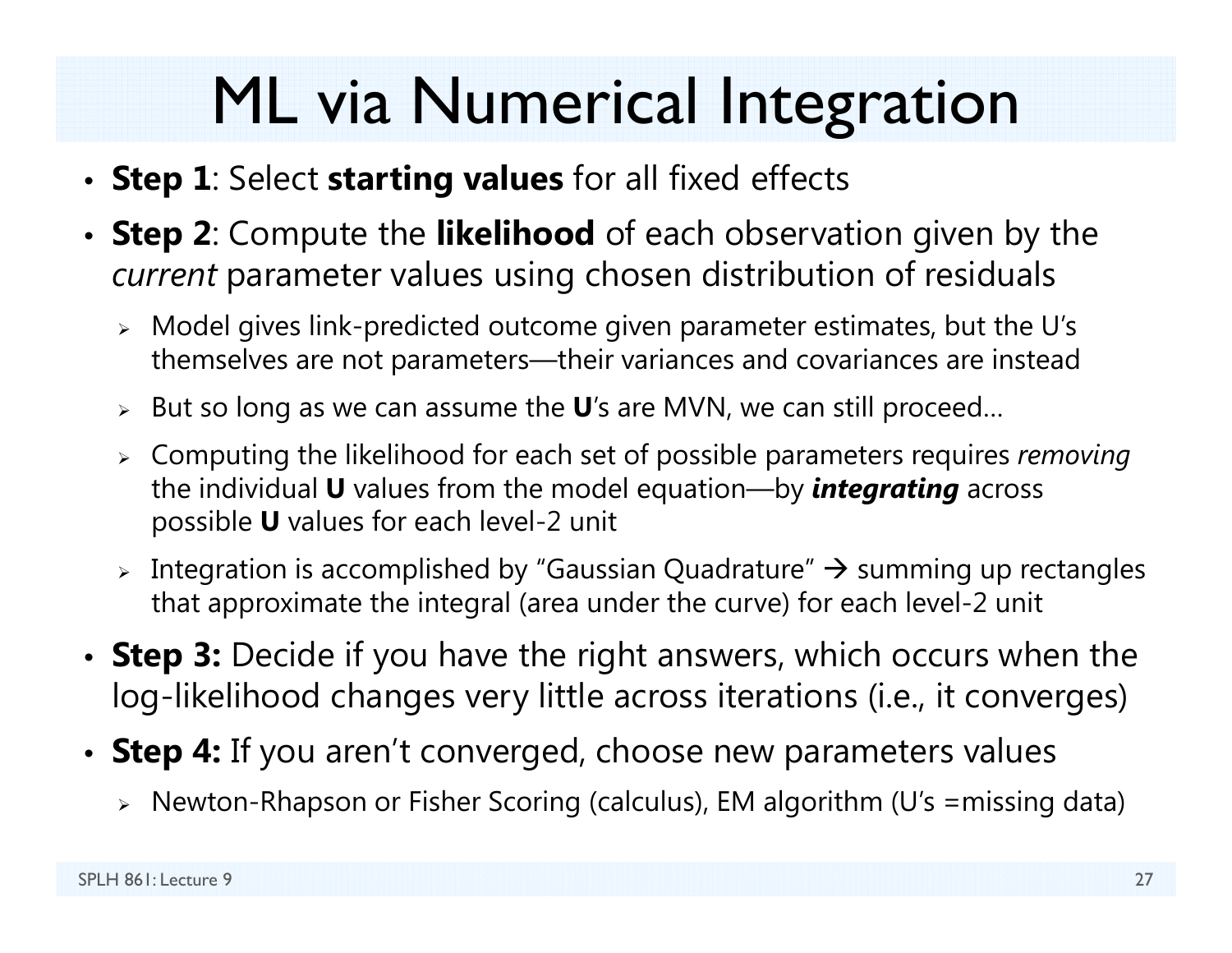# ML via Numerical Integration

- **Step 1**: Select **starting values** for all fixed effects
- **Step 2**: Compute the **likelihood** of each observation given by the *current* parameter values using chosen distribution of residuals
  - Model gives link-predicted outcome given parameter estimates, but the U's themselves are not parameters—their variances and covariances are instead
  - But so long as we can assume the **U**'s are MVN, we can still proceed…
  - Computing the likelihood for each set of possible parameters requires *removing* the individual **U** values from the model equation—by ***integrating*** across possible **U** values for each level-2 unit
  - Integration is accomplished by "Gaussian Quadrature" → summing up rectangles that approximate the integral (area under the curve) for each level-2 unit
- **Step 3:** Decide if you have the right answers, which occurs when the log-likelihood changes very little across iterations (i.e., it converges)
- **Step 4:** If you aren't converged, choose new parameters values
  - Newton-Rhapson or Fisher Scoring (calculus), EM algorithm (U's =missing data)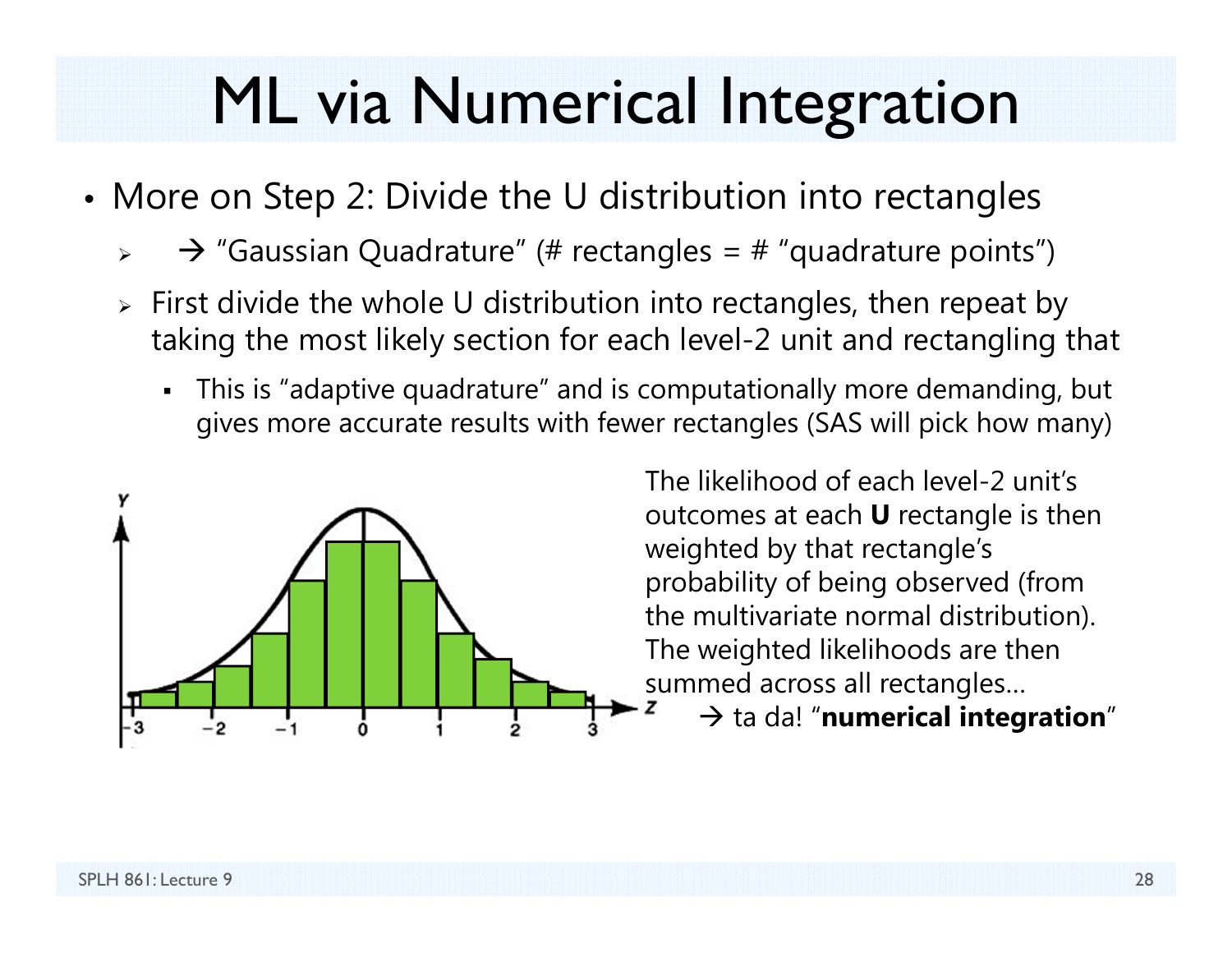# ML via Numerical Integration

- More on Step 2: Divide the U distribution into rectangles
  - → "Gaussian Quadrature" (# rectangles = # "quadrature points")
  - First divide the whole U distribution into rectangles, then repeat by taking the most likely section for each level-2 unit and rectangling that
    - This is "adaptive quadrature" and is computationally more demanding, but gives more accurate results with fewer rectangles (SAS will pick how many)

The likelihood of each level-2 unit's outcomes at each **U** rectangle is then weighted by that rectangle's probability of being observed (from the multivariate normal distribution). The weighted likelihoods are then summed across all rectangles…

→ ta da! "**numerical integration**"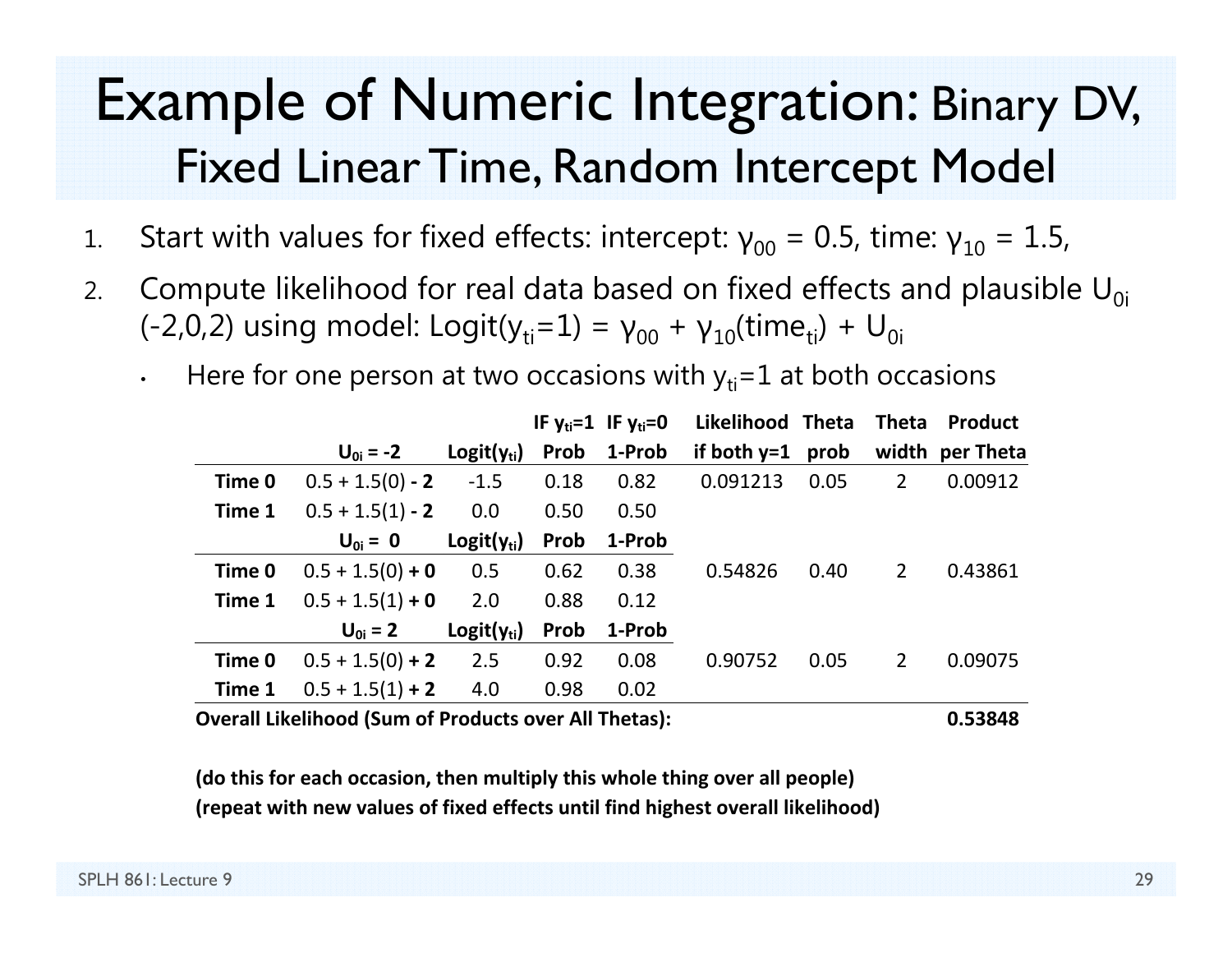# Example of Numeric Integration: Binary DV, Fixed Linear Time, Random Intercept Model

1. Start with values for fixed effects: intercept: $\gamma_{00}$ = 0.5, time: $\gamma_{10}$ = 1.5,
2. Compute likelihood for real data based on fixed effects and plausible $U_{0i}$ (-2,0,2) using model: Logit($y_{ti}$=1) = $\gamma_{00}$ + $\gamma_{10}$(time$_{ti}$) + $U_{0i}$
   - Here for one person at two occasions with $y_{ti}$=1 at both occasions

| | **$U_{0i}$ = -2** | **Logit($y_{ti}$)** | **IF $y_{ti}$=1 Prob** | **IF $y_{ti}$=0 1-Prob** | **Likelihood if both y=1** | **Theta prob** | **Theta width** | **Product per Theta** |
|---|---|---|---|---|---|---|---|---|
| **Time 0** | 0.5 + 1.5(0) **- 2** | -1.5 | 0.18 | 0.82 | 0.091213 | 0.05 | 2 | 0.00912 |
| **Time 1** | 0.5 + 1.5(1) **- 2** | 0.0 | 0.50 | 0.50 | | | | |
| | **$U_{0i}$ = 0** | **Logit($y_{ti}$)** | **Prob** | **1-Prob** | | | | |
| **Time 0** | 0.5 + 1.5(0) **+ 0** | 0.5 | 0.62 | 0.38 | 0.54826 | 0.40 | 2 | 0.43861 |
| **Time 1** | 0.5 + 1.5(1) **+ 0** | 2.0 | 0.88 | 0.12 | | | | |
| | **$U_{0i}$ = 2** | **Logit($y_{ti}$)** | **Prob** | **1-Prob** | | | | |
| **Time 0** | 0.5 + 1.5(0) **+ 2** | 2.5 | 0.92 | 0.08 | 0.90752 | 0.05 | 2 | 0.09075 |
| **Time 1** | 0.5 + 1.5(1) **+ 2** | 4.0 | 0.98 | 0.02 | | | | |
| **Overall Likelihood (Sum of Products over All Thetas):** | | | | | | | | **0.53848** |

**(do this for each occasion, then multiply this whole thing over all people)**
**(repeat with new values of fixed effects until find highest overall likelihood)**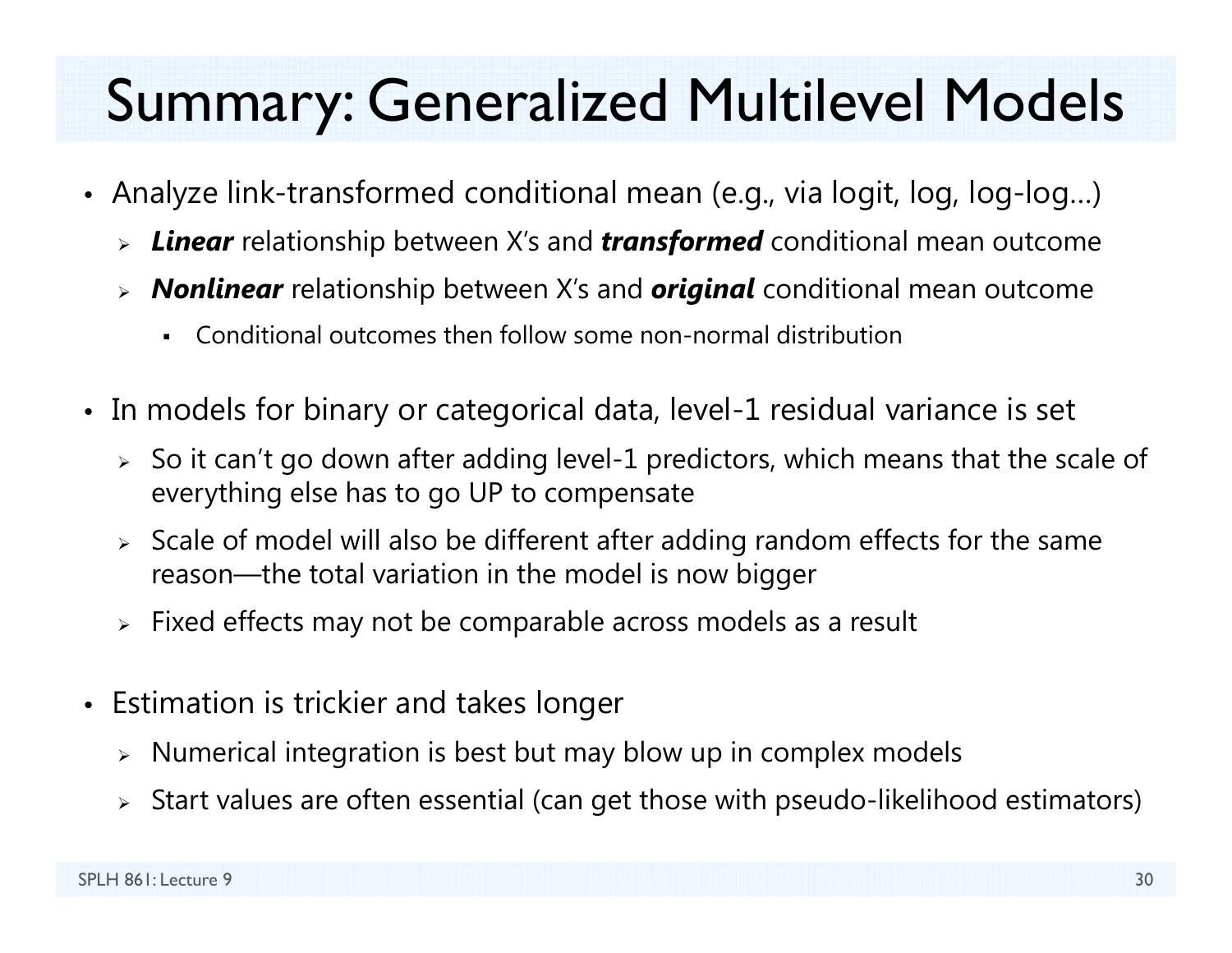# Summary: Generalized Multilevel Models

- Analyze link-transformed conditional mean (e.g., via logit, log, log-log…)
  - ***Linear*** relationship between X's and ***transformed*** conditional mean outcome
  - ***Nonlinear*** relationship between X's and ***original*** conditional mean outcome
    - Conditional outcomes then follow some non-normal distribution
- In models for binary or categorical data, level-1 residual variance is set
  - So it can't go down after adding level-1 predictors, which means that the scale of everything else has to go UP to compensate
  - Scale of model will also be different after adding random effects for the same reason—the total variation in the model is now bigger
  - Fixed effects may not be comparable across models as a result
- Estimation is trickier and takes longer
  - Numerical integration is best but may blow up in complex models
  - Start values are often essential (can get those with pseudo-likelihood estimators)